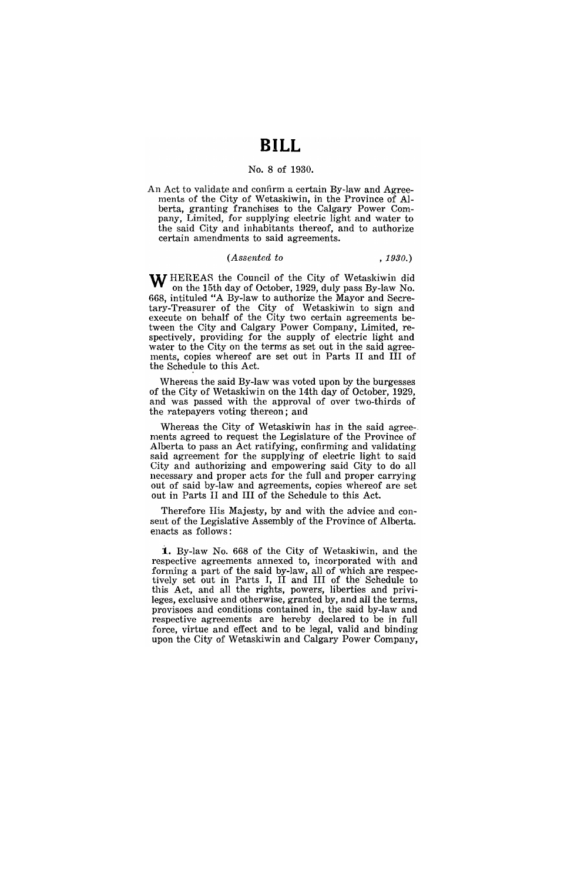# BILL

No. 8 of 1930.

An Act to validate and confirm a certain By-law and Agreements of the City of Wetaskiwin, in the Province of Alberta, granting franchises to the Calgary Power Company, Limited, for supplying electric light and water to the said City and inhabitants thereof, and to authorize certain amendments to said agreements.

*(Assented to , 1930.)*

WHEREAS the Council of the City of Wetaskiwin did on the 15th day of October, 1929, duly pass By-law No. 668, intituled "A By-law to authorize the Mayor and Secretary-Treasurer of the City of Wetaskiwin to sign and execute on behalf of the City two certain agreements between the City and Calgary Power Company, Limited, respectively, providing for the supply of electric light and water to the City on the terms as set out in the said agreements, copies whereof are set out in Parts II and III of the Schedule to this Act.

Whereas the said By-law was voted upon by the burgesses of the City of Wetaskiwin on the 14th day of October, 1929, and was passed with the approval of over two-thirds of the ratepayers voting thereon; and

Whereas the City of Wetaskiwin has in the said agreements agreed to request the Legislature of the Province of Alberta to pass an Act ratifying, confirming and validating said agreement for the supplying of electric light to said City and authorizing and empowering said City to do all necessary and proper acts for the full and proper carrying out of said by-law and agreements, copies whereof are set out in Parts II and III of the Schedule to this Act.

Therefore His Majesty, by and with the advice and consent of the Legislative Assembly of the Province of Alberta, enacts as follows:

**1.** By-law No. 668 of the City of Wetaskiwin, and the respective agreements annexed to, incorporated with and forming a part of the said by-law, all of which are respectively set out in Parts I, II and III of the Schedule to this Act, and all the rights, powers, liberties and privileges, exclusive and otherwise, granted by, and all the terms, provisoes and conditions contained in, the said by-law and respective agreements are hereby declared to be in full force, virtue and effect and to be legal, valid and binding upon the City of Wetaskiwin and Calgary Power Company,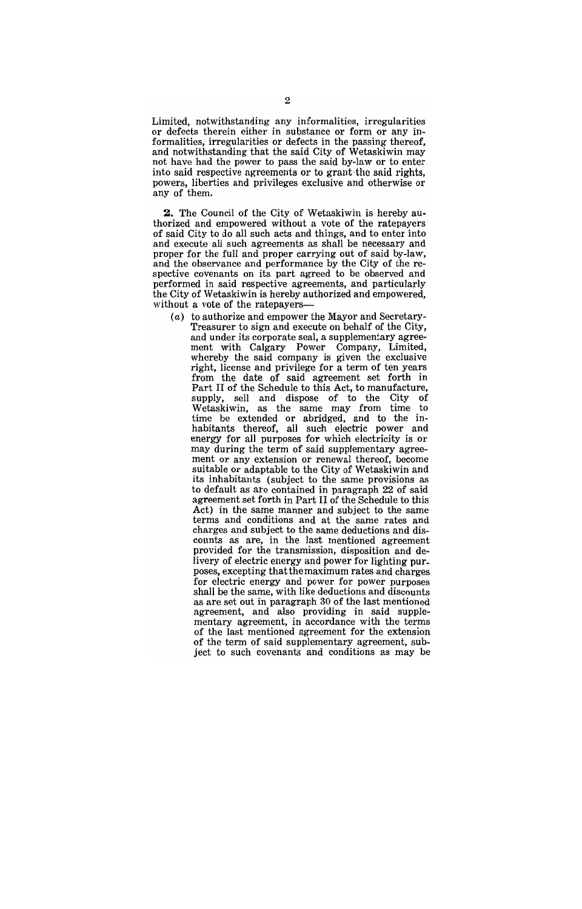Limited, notwithstanding any informalities, irregularities or defects therein either in substance or form or any informalities, irregularities or defects in the passing thereof, and notwithstanding that the said City of Wetaskiwin may not have had the power to pass the said by-law or to enter into said respective agreements or to grant the said rights, powers, liberties and privileges exclusive and otherwise or any of them.

**2.** The Council of the City of Wetaskiwin is hereby authorized and empowered without a vote of the ratepayers of said City to do all such acts and things, and to enter into and execute all such agreements as shall be necessary and proper for the full and proper carrying out of said by-law, and the observance and performance by the City of the respective covenants on its part agreed to be observed and performed in said respective agreements, and particularly the City of Wetaskiwin is hereby authorized and empowered, without a vote of the ratepayers—

(*a*) to authorize and empower the Mayor and Secretary-Treasurer to sign and execute on behalf of the City, and under its corporate seal, a supplementary agreement with Calgary Power Company, Limited, whereby the said company is given the exclusive right, license and privilege for a term of ten years from the date of said agreement set forth in Part II of the Schedule to this Act, to manufacture, supply, sell and dispose of to the City of Wetaskiwin, as the same may from time to time be extended or abridged, and to the inhabitants thereof, all such electric power and energy for all purposes for which electricity is or may during the term of said supplementary agreement or any extension or renewal thereof, become suitable or adaptable to the City of Wetaskiwin and its inhabitants (subject to the same provisions as to default as are contained in paragraph 22 of said agreement set forth in Part II of the Schedule to this Act) in the same manner and subject to the same terms and conditions and at the same rates and charges and subject to the same deductions and discounts as are, in the last mentioned agreement provided for the transmission, disposition and delivery of electric energy and power for lighting purposes, excepting that the maximum rates and charges for electric energy and power for power purposes shall be the same, with like deductions and discounts as are set out in paragraph 30 of the last mentioned agreement, and also providing in said supplementary agreement, in accordance with the terms of the last mentioned agreement for the extension of the term of said supplementary agreement, subject to such covenants and conditions as may be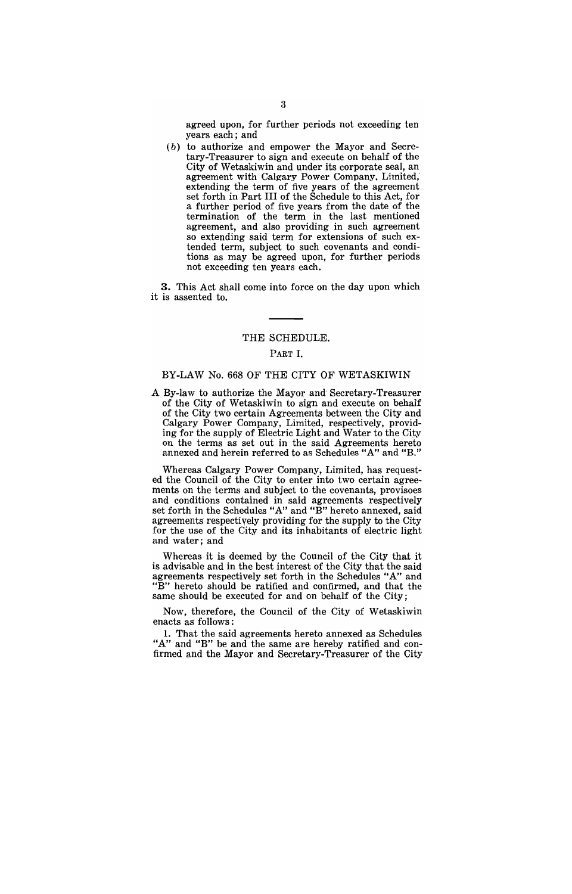agreed upon, for further periods not exceeding ten years each; and

(b) to authorize and empower the Mayor and Secretary-Treasurer to sign and execute on behalf of the City of Wetaskiwin and under its corporate seal, an agreement with Calgary Power Company, Limited, extending the term of five years of the agreement set forth in Part III of the Schedule to this Act, for a further period of five years from the date of the termination of the term in the last mentioned agreement, and also providing in such agreement so extending said term for extensions of such extended term, subject to such covenants and conditions as may be agreed upon, for further periods not exceeding ten years each.

**3.** This Act shall come into force on the day upon which it is assented to.

---

## THE SCHEDULE.

### PART I.

### BY-LAW No. 668 OF THE CITY OF WETASKIWIN

A By-law to authorize the Mayor and Secretary-Treasurer of the City of Wetaskiwin to sign and execute on behalf of the City two certain Agreements between the City and Calgary Power Company, Limited, respectively, providing for the supply of Electric Light and Water to the City on the terms as set out in the said Agreements hereto annexed and herein referred to as Schedules "A" and "B."

Whereas Calgary Power Company, Limited, has requested the Council of the City to enter into two certain agreements on the terms and subject to the covenants, provisoes and conditions contained in said agreements respectively set forth in the Schedules "A" and "B" hereto annexed, said agreements respectively providing for the supply to the City for the use of the City and its inhabitants of electric light and water; and

Whereas it is deemed by the Council of the City that it is advisable and in the best interest of the City that the said agreements respectively set forth in the Schedules "A" and "B" hereto should be ratified and confirmed, and that the same should be executed for and on behalf of the City;

Now, therefore, the Council of the City of Wetaskiwin enacts as follows:

1. That the said agreements hereto annexed as Schedules "A" and "B" be and the same are hereby ratified and confirmed and the Mayor and Secretary-Treasurer of the City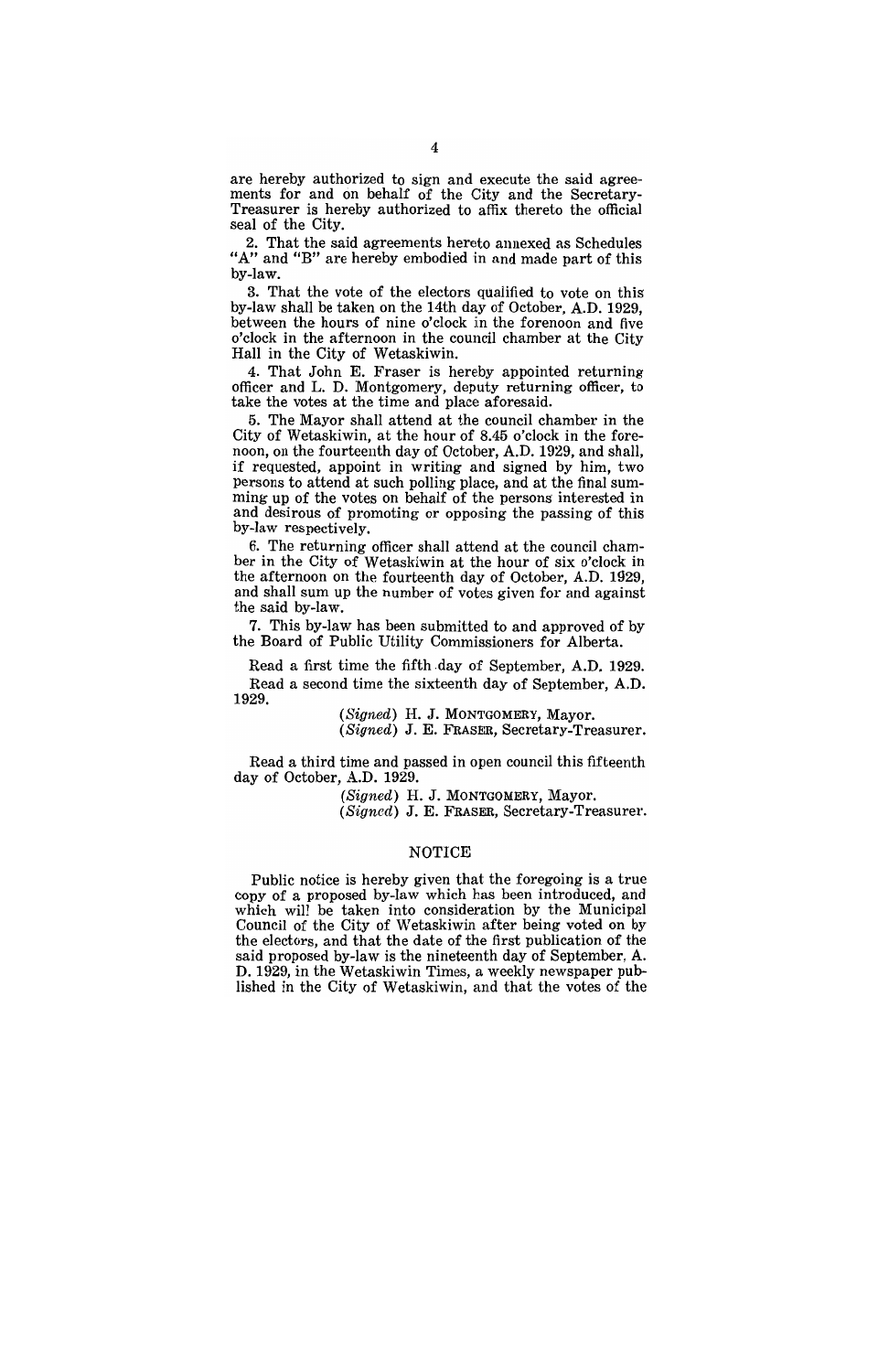are hereby authorized to sign and execute the said agreements for and on behalf of the City and the Secretary-Treasurer is hereby authorized to affix thereto the official seal of the City.

2. That the said agreements hereto annexed as Schedules "A" and "B" are hereby embodied in and made part of this by-law.

3. That the vote of the electors qualified to vote on this by-law shall be taken on the 14th day of October, A.D. 1929, between the hours of nine o'clock in the forenoon and five o'clock in the afternoon in the council chamber at the City Hall in the City of Wetaskiwin.

4. That John E. Fraser is hereby appointed returning officer and L. D. Montgomery, deputy returning officer, to take the votes at the time and place aforesaid.

5. The Mayor shall attend at the council chamber in the City of Wetaskiwin, at the hour of 8.45 o'clock in the forenoon, on the fourteenth day of October, A.D. 1929, and shall, if requested, appoint in writing and signed by him, two persons to attend at such polling place, and at the final summing up of the votes on behalf of the persons interested in and desirous of promoting or opposing the passing of this by-law respectively.

6. The returning officer shall attend at the council chamber in the City of Wetaskiwin at the hour of six o'clock in the afternoon on the fourteenth day of October, A.D. 1929, and shall sum up the number of votes given for and against the said by-law.

7. This by-law has been submitted to and approved of by the Board of Public Utility Commissioners for Alberta.

Read a first time the fifth day of September, A.D. 1929.

Read a second time the sixteenth day of September, A.D. 1929.

(*Signed*) H. J. MONTGOMERY, Mayor.
(*Signed*) J. E. FRASER, Secretary-Treasurer.

Read a third time and passed in open council this fifteenth day of October, A.D. 1929.

(*Signed*) H. J. MONTGOMERY, Mayor.
(*Signed*) J. E. FRASER, Secretary-Treasurer.

## NOTICE

Public notice is hereby given that the foregoing is a true copy of a proposed by-law which has been introduced, and which will be taken into consideration by the Municipal Council of the City of Wetaskiwin after being voted on by the electors, and that the date of the first publication of the said proposed by-law is the nineteenth day of September, A. D. 1929, in the Wetaskiwin Times, a weekly newspaper published in the City of Wetaskiwin, and that the votes of the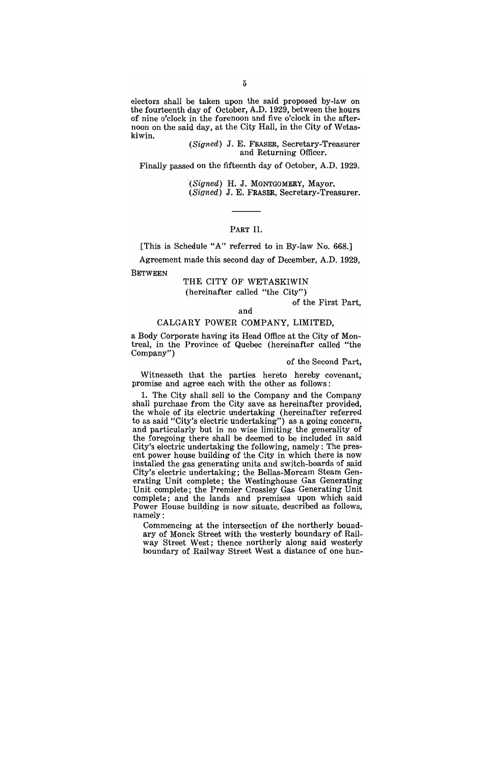electors shall be taken upon the said proposed by-law on the fourteenth day of October, A.D. 1929, between the hours of nine o'clock in the forenoon and five o'clock in the afternoon on the said day, at the City Hall, in the City of Wetaskiwin.

(*Signed*) J. E. FRASER, Secretary-Treasurer
and Returning Officer.

Finally passed on the fifteenth day of October, A.D. 1929.

(*Signed*) H. J. MONTGOMERY, Mayor.
(*Signed*) J. E. FRASER, Secretary-Treasurer.

---

## PART II.

[This is Schedule "A" referred to in By-law No. 668.]

Agreement made this second day of December, A.D. 1929,

BETWEEN

THE CITY OF WETASKIWIN
(hereinafter called "the City")
of the First Part,

and

CALGARY POWER COMPANY, LIMITED,

a Body Corporate having its Head Office at the City of Montreal, in the Province of Quebec (hereinafter called "the Company")

of the Second Part,

Witnesseth that the parties hereto hereby covenant, promise and agree each with the other as follows:

1. The City shall sell to the Company and the Company shall purchase from the City save as hereinafter provided, the whole of its electric undertaking (hereinafter referred to as said "City's electric undertaking") as a going concern, and particularly but in no wise limiting the generality of the foregoing there shall be deemed to be included in said City's electric undertaking the following, namely: The present power house building of the City in which there is now installed the gas generating units and switch-boards of said City's electric undertaking; the Bellas-Morcam Steam Generating Unit complete; the Westinghouse Gas Generating Unit complete; the Premier Crossley Gas Generating Unit complete; and the lands and premises upon which said Power House building is now situate, described as follows, namely:

Commencing at the intersection of the northerly boundary of Monck Street with the westerly boundary of Railway Street West; thence northerly along said westerly boundary of Railway Street West a distance of one hun-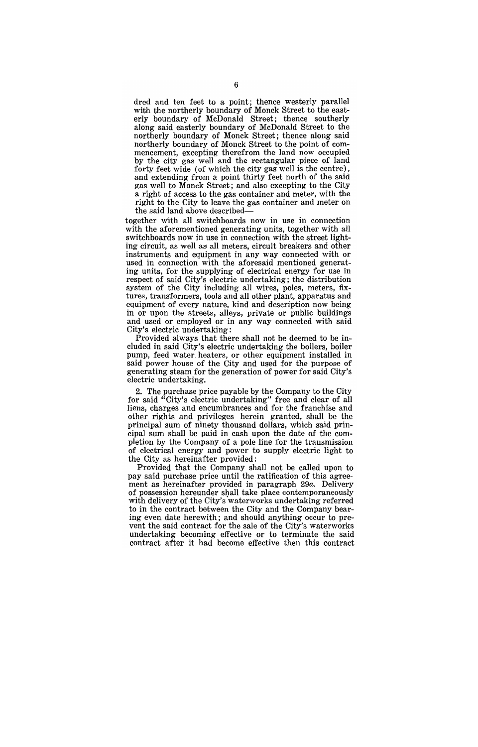dred and ten feet to a point; thence westerly parallel with the northerly boundary of Monck Street to the easterly boundary of McDonald Street; thence southerly along said easterly boundary of McDonald Street to the northerly boundary of Monck Street; thence along said northerly boundary of Monck Street to the point of commencement, excepting therefrom the land now occupied by the city gas well and the rectangular piece of land forty feet wide (of which the city gas well is the centre), and extending from a point thirty feet north of the said gas well to Monck Street; and also excepting to the City a right of access to the gas container and meter, with the right to the City to leave the gas container and meter on the said land above described—

together with all switchboards now in use in connection with the aforementioned generating units, together with all switchboards now in use in connection with the street lighting circuit, as well as all meters, circuit breakers and other instruments and equipment in any way connected with or used in connection with the aforesaid mentioned generating units, for the supplying of electrical energy for use in respect of said City's electric undertaking; the distribution system of the City including all wires, poles, meters, fixtures, transformers, tools and all other plant, apparatus and equipment of every nature, kind and description now being in or upon the streets, alleys, private or public buildings and used or employed or in any way connected with said City's electric undertaking:

Provided always that there shall not be deemed to be included in said City's electric undertaking the boilers, boiler pump, feed water heaters, or other equipment installed in said power house of the City and used for the purpose of generating steam for the generation of power for said City's electric undertaking.

2. The purchase price payable by the Company to the City for said "City's electric undertaking" free and clear of all liens, charges and encumbrances and for the franchise and other rights and privileges herein granted, shall be the principal sum of ninety thousand dollars, which said principal sum shall be paid in cash upon the date of the completion by the Company of a pole line for the transmission of electrical energy and power to supply electric light to the City as hereinafter provided:

Provided that the Company shall not be called upon to pay said purchase price until the ratification of this agreement as hereinafter provided in paragraph 29*a*. Delivery of possession hereunder shall take place contemporaneously with delivery of the City's waterworks undertaking referred to in the contract between the City and the Company bearing even date herewith; and should anything occur to prevent the said contract for the sale of the City's waterworks undertaking becoming effective or to terminate the said contract after it had become effective then this contract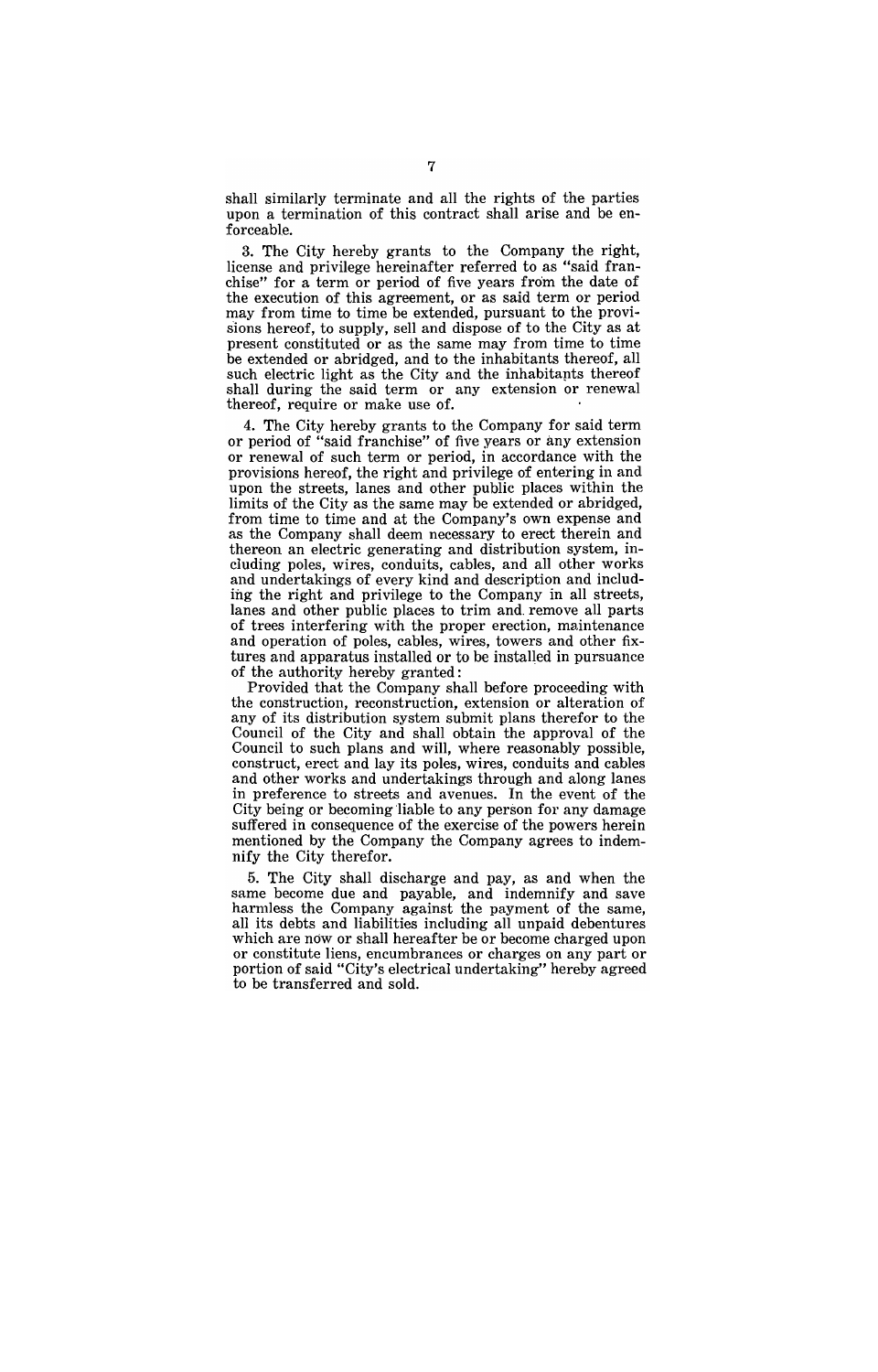shall similarly terminate and all the rights of the parties upon a termination of this contract shall arise and be enforceable.

3. The City hereby grants to the Company the right, license and privilege hereinafter referred to as "said franchise" for a term or period of five years from the date of the execution of this agreement, or as said term or period may from time to time be extended, pursuant to the provisions hereof, to supply, sell and dispose of to the City as at present constituted or as the same may from time to time be extended or abridged, and to the inhabitants thereof, all such electric light as the City and the inhabitants thereof shall during the said term or any extension or renewal thereof, require or make use of.

4. The City hereby grants to the Company for said term or period of "said franchise" of five years or any extension or renewal of such term or period, in accordance with the provisions hereof, the right and privilege of entering in and upon the streets, lanes and other public places within the limits of the City as the same may be extended or abridged, from time to time and at the Company's own expense and as the Company shall deem necessary to erect therein and thereon an electric generating and distribution system, including poles, wires, conduits, cables, and all other works and undertakings of every kind and description and including the right and privilege to the Company in all streets, lanes and other public places to trim and remove all parts of trees interfering with the proper erection, maintenance and operation of poles, cables, wires, towers and other fixtures and apparatus installed or to be installed in pursuance of the authority hereby granted:

Provided that the Company shall before proceeding with the construction, reconstruction, extension or alteration of any of its distribution system submit plans therefor to the Council of the City and shall obtain the approval of the Council to such plans and will, where reasonably possible, construct, erect and lay its poles, wires, conduits and cables and other works and undertakings through and along lanes in preference to streets and avenues. In the event of the City being or becoming liable to any person for any damage suffered in consequence of the exercise of the powers herein mentioned by the Company the Company agrees to indemnify the City therefor.

5. The City shall discharge and pay, as and when the same become due and payable, and indemnify and save harmless the Company against the payment of the same, all its debts and liabilities including all unpaid debentures which are now or shall hereafter be or become charged upon or constitute liens, encumbrances or charges on any part or portion of said "City's electrical undertaking" hereby agreed to be transferred and sold.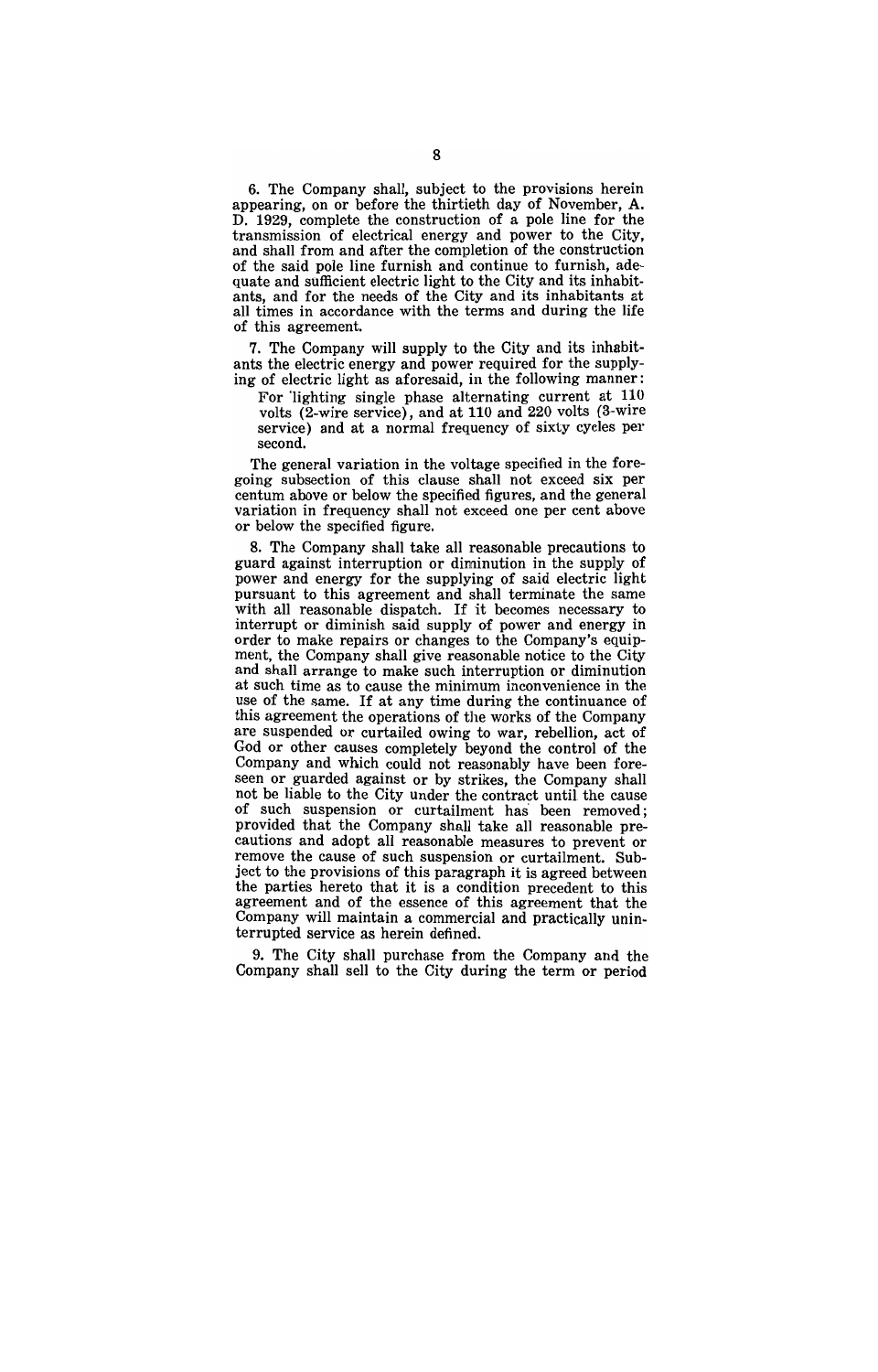6. The Company shall, subject to the provisions herein appearing, on or before the thirtieth day of November, A. D. 1929, complete the construction of a pole line for the transmission of electrical energy and power to the City, and shall from and after the completion of the construction of the said pole line furnish and continue to furnish, adequate and sufficient electric light to the City and its inhabitants, and for the needs of the City and its inhabitants at all times in accordance with the terms and during the life of this agreement.

7. The Company will supply to the City and its inhabitants the electric energy and power required for the supplying of electric light as aforesaid, in the following manner:

> For lighting single phase alternating current at 110 volts (2-wire service), and at 110 and 220 volts (3-wire service) and at a normal frequency of sixty cycles per second.

The general variation in the voltage specified in the foregoing subsection of this clause shall not exceed six per centum above or below the specified figures, and the general variation in frequency shall not exceed one per cent above or below the specified figure.

8. The Company shall take all reasonable precautions to guard against interruption or diminution in the supply of power and energy for the supplying of said electric light pursuant to this agreement and shall terminate the same with all reasonable dispatch. If it becomes necessary to interrupt or diminish said supply of power and energy in order to make repairs or changes to the Company's equipment, the Company shall give reasonable notice to the City and shall arrange to make such interruption or diminution at such time as to cause the minimum inconvenience in the use of the same. If at any time during the continuance of this agreement the operations of the works of the Company are suspended or curtailed owing to war, rebellion, act of God or other causes completely beyond the control of the Company and which could not reasonably have been foreseen or guarded against or by strikes, the Company shall not be liable to the City under the contract until the cause of such suspension or curtailment has been removed; provided that the Company shall take all reasonable precautions and adopt all reasonable measures to prevent or remove the cause of such suspension or curtailment. Subject to the provisions of this paragraph it is agreed between the parties hereto that it is a condition precedent to this agreement and of the essence of this agreement that the Company will maintain a commercial and practically uninterrupted service as herein defined.

9. The City shall purchase from the Company and the Company shall sell to the City during the term or period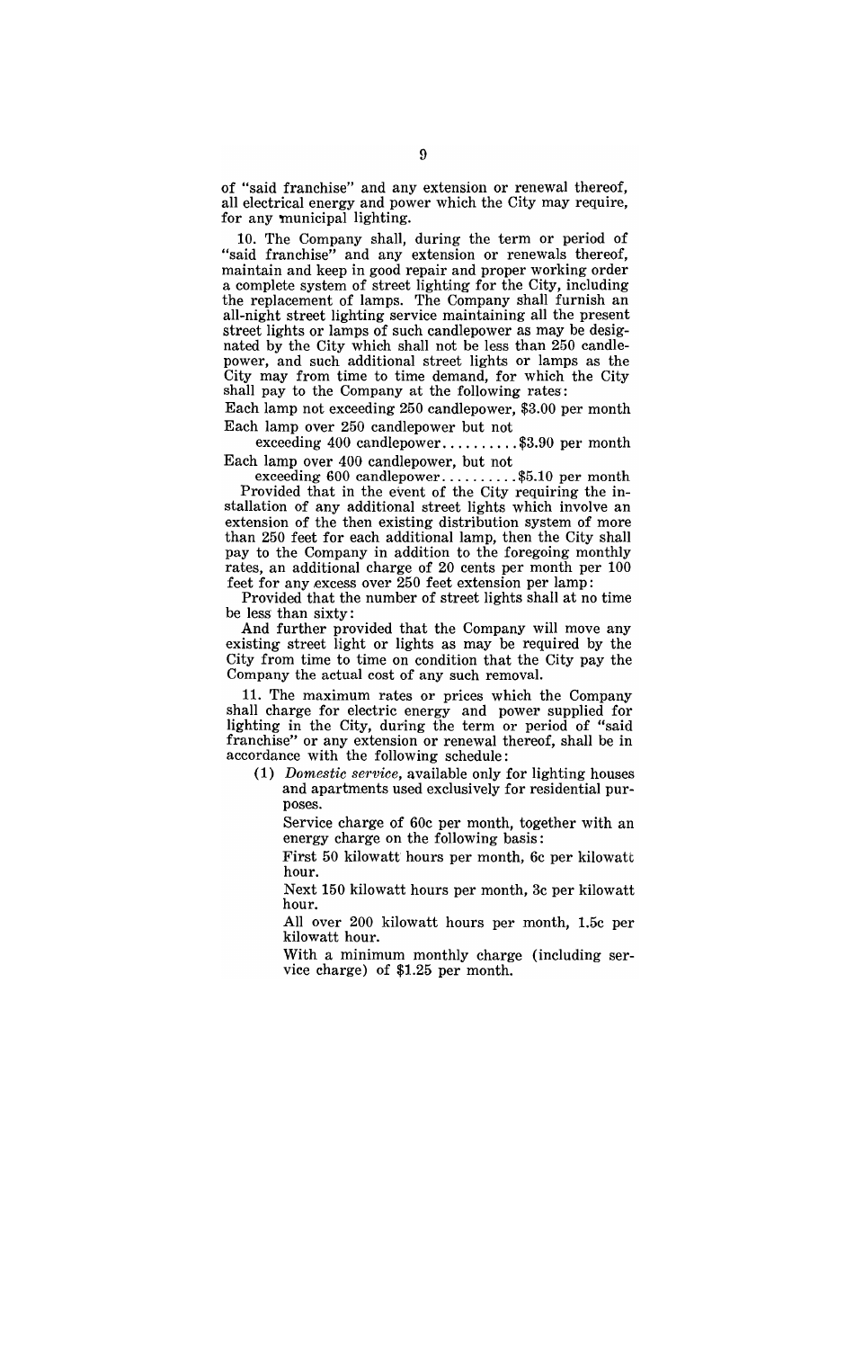of "said franchise" and any extension or renewal thereof, all electrical energy and power which the City may require, for any municipal lighting.

10. The Company shall, during the term or period of "said franchise" and any extension or renewals thereof, maintain and keep in good repair and proper working order a complete system of street lighting for the City, including the replacement of lamps. The Company shall furnish an all-night street lighting service maintaining all the present street lights or lamps of such candlepower as may be designated by the City which shall not be less than 250 candlepower, and such additional street lights or lamps as the City may from time to time demand, for which the City shall pay to the Company at the following rates:

Each lamp not exceeding 250 candlepower, $3.00 per month

Each lamp over 250 candlepower but not exceeding 400 candlepower..........$3.90 per month

Each lamp over 400 candlepower, but not exceeding 600 candlepower..........$5.10 per month

Provided that in the event of the City requiring the installation of any additional street lights which involve an extension of the then existing distribution system of more than 250 feet for each additional lamp, then the City shall pay to the Company in addition to the foregoing monthly rates, an additional charge of 20 cents per month per 100 feet for any excess over 250 feet extension per lamp:

Provided that the number of street lights shall at no time be less than sixty:

And further provided that the Company will move any existing street light or lights as may be required by the City from time to time on condition that the City pay the Company the actual cost of any such removal.

11. The maximum rates or prices which the Company shall charge for electric energy and power supplied for lighting in the City, during the term or period of "said franchise" or any extension or renewal thereof, shall be in accordance with the following schedule:

(1) *Domestic service*, available only for lighting houses and apartments used exclusively for residential purposes.

Service charge of 60c per month, together with an energy charge on the following basis:

First 50 kilowatt hours per month, 6c per kilowatt hour.

Next 150 kilowatt hours per month, 3c per kilowatt hour.

All over 200 kilowatt hours per month, 1.5c per kilowatt hour.

With a minimum monthly charge (including service charge) of $1.25 per month.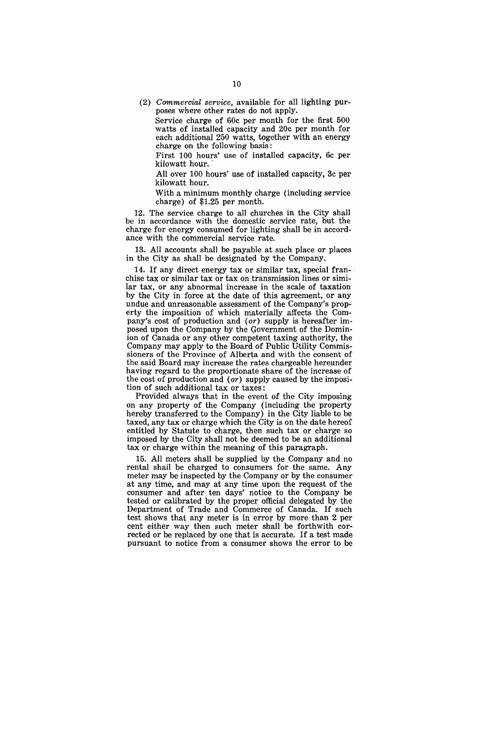(2) *Commercial service*, available for all lighting purposes where other rates do not apply.

Service charge of 60c per month for the first 500 watts of installed capacity and 20c per month for each additional 250 watts, together with an energy charge on the following basis:

First 100 hours' use of installed capacity, 6c per kilowatt hour.

All over 100 hours' use of installed capacity, 3c per kilowatt hour.

With a minimum monthly charge (including service charge) of $1.25 per month.

12. The service charge to all churches in the City shall be in accordance with the domestic service rate, but the charge for energy consumed for lighting shall be in accordance with the commercial service rate.

13. All accounts shall be payable at such place or places in the City as shall be designated by the Company.

14. If any direct energy tax or similar tax, special franchise tax or similar tax or tax on transmission lines or similar tax, or any abnormal increase in the scale of taxation by the City in force at the date of this agreement, or any undue and unreasonable assessment of the Company's property the imposition of which materially affects the Company's cost of production and (*or*) supply is hereafter imposed upon the Company by the Government of the Dominion of Canada or any other competent taxing authority, the Company may apply to the Board of Public Utility Commissioners of the Province of Alberta and with the consent of the said Board may increase the rates chargeable hereunder having regard to the proportionate share of the increase of the cost of production and (*or*) supply caused by the imposition of such additional tax or taxes:

Provided always that in the event of the City imposing on any property of the Company (including the property hereby transferred to the Company) in the City liable to be taxed, any tax or charge which the City is on the date hereof entitled by Statute to charge, then such tax or charge so imposed by the City shall not be deemed to be an additional tax or charge within the meaning of this paragraph.

15. All meters shall be supplied by the Company and no rental shall be charged to consumers for the same. Any meter may be inspected by the Company or by the consumer at any time, and may at any time upon the request of the consumer and after ten days' notice to the Company be tested or calibrated by the proper official delegated by the Department of Trade and Commerce of Canada. If such test shows that any meter is in error by more than 2 per cent either way then such meter shall be forthwith corrected or be replaced by one that is accurate. If a test made pursuant to notice from a consumer shows the error to be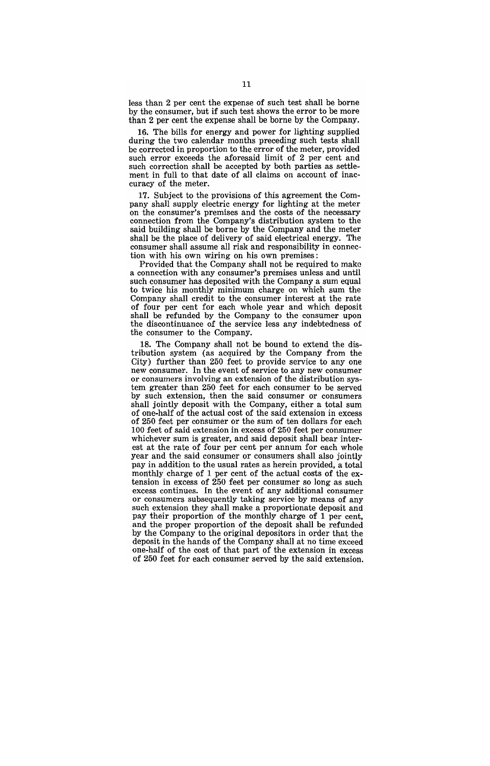less than 2 per cent the expense of such test shall be borne by the consumer, but if such test shows the error to be more than 2 per cent the expense shall be borne by the Company.

16. The bills for energy and power for lighting supplied during the two calendar months preceding such tests shall be corrected in proportion to the error of the meter, provided such error exceeds the aforesaid limit of 2 per cent and such correction shall be accepted by both parties as settlement in full to that date of all claims on account of inaccuracy of the meter.

17. Subject to the provisions of this agreement the Company shall supply electric energy for lighting at the meter on the consumer's premises and the costs of the necessary connection from the Company's distribution system to the said building shall be borne by the Company and the meter shall be the place of delivery of said electrical energy. The consumer shall assume all risk and responsibility in connection with his own wiring on his own premises:

Provided that the Company shall not be required to make a connection with any consumer's premises unless and until such consumer has deposited with the Company a sum equal to twice his monthly minimum charge on which sum the Company shall credit to the consumer interest at the rate of four per cent for each whole year and which deposit shall be refunded by the Company to the consumer upon the discontinuance of the service less any indebtedness of the consumer to the Company.

18. The Company shall not be bound to extend the distribution system (as acquired by the Company from the City) further than 250 feet to provide service to any one new consumer. In the event of service to any new consumer or consumers involving an extension of the distribution system greater than 250 feet for each consumer to be served by such extension, then the said consumer or consumers shall jointly deposit with the Company, either a total sum of one-half of the actual cost of the said extension in excess of 250 feet per consumer or the sum of ten dollars for each 100 feet of said extension in excess of 250 feet per consumer whichever sum is greater, and said deposit shall bear interest at the rate of four per cent per annum for each whole year and the said consumer or consumers shall also jointly pay in addition to the usual rates as herein provided, a total monthly charge of 1 per cent of the actual costs of the extension in excess of 250 feet per consumer so long as such excess continues. In the event of any additional consumer or consumers subsequently taking service by means of any such extension they shall make a proportionate deposit and pay their proportion of the monthly charge of 1 per cent, and the proper proportion of the deposit shall be refunded by the Company to the original depositors in order that the deposit in the hands of the Company shall at no time exceed one-half of the cost of that part of the extension in excess of 250 feet for each consumer served by the said extension.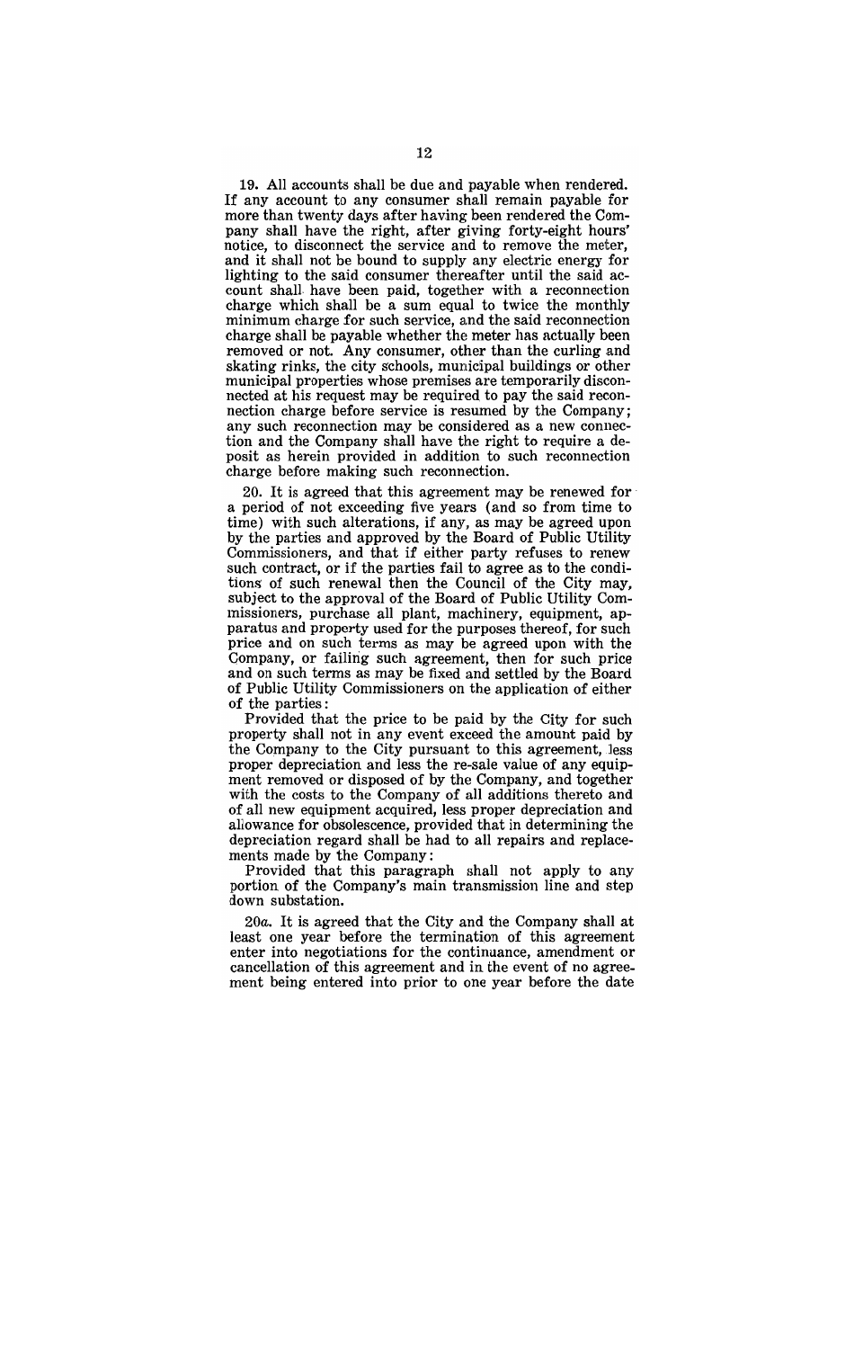**19.** All accounts shall be due and payable when rendered. If any account to any consumer shall remain payable for more than twenty days after having been rendered the Company shall have the right, after giving forty-eight hours' notice, to disconnect the service and to remove the meter, and it shall not be bound to supply any electric energy for lighting to the said consumer thereafter until the said account shall have been paid, together with a reconnection charge which shall be a sum equal to twice the monthly minimum charge for such service, and the said reconnection charge shall be payable whether the meter has actually been removed or not. Any consumer, other than the curling and skating rinks, the city schools, municipal buildings or other municipal properties whose premises are temporarily disconnected at his request may be required to pay the said reconnection charge before service is resumed by the Company; any such reconnection may be considered as a new connection and the Company shall have the right to require a deposit as herein provided in addition to such reconnection charge before making such reconnection.

20. It is agreed that this agreement may be renewed for a period of not exceeding five years (and so from time to time) with such alterations, if any, as may be agreed upon by the parties and approved by the Board of Public Utility Commissioners, and that if either party refuses to renew such contract, or if the parties fail to agree as to the conditions of such renewal then the Council of the City may, subject to the approval of the Board of Public Utility Commissioners, purchase all plant, machinery, equipment, apparatus and property used for the purposes thereof, for such price and on such terms as may be agreed upon with the Company, or failing such agreement, then for such price and on such terms as may be fixed and settled by the Board of Public Utility Commissioners on the application of either of the parties:

Provided that the price to be paid by the City for such property shall not in any event exceed the amount paid by the Company to the City pursuant to this agreement, less proper depreciation and less the re-sale value of any equipment removed or disposed of by the Company, and together with the costs to the Company of all additions thereto and of all new equipment acquired, less proper depreciation and allowance for obsolescence, provided that in determining the depreciation regard shall be had to all repairs and replacements made by the Company:

Provided that this paragraph shall not apply to any portion of the Company's main transmission line and step down substation.

20*a*. It is agreed that the City and the Company shall at least one year before the termination of this agreement enter into negotiations for the continuance, amendment or cancellation of this agreement and in the event of no agreement being entered into prior to one year before the date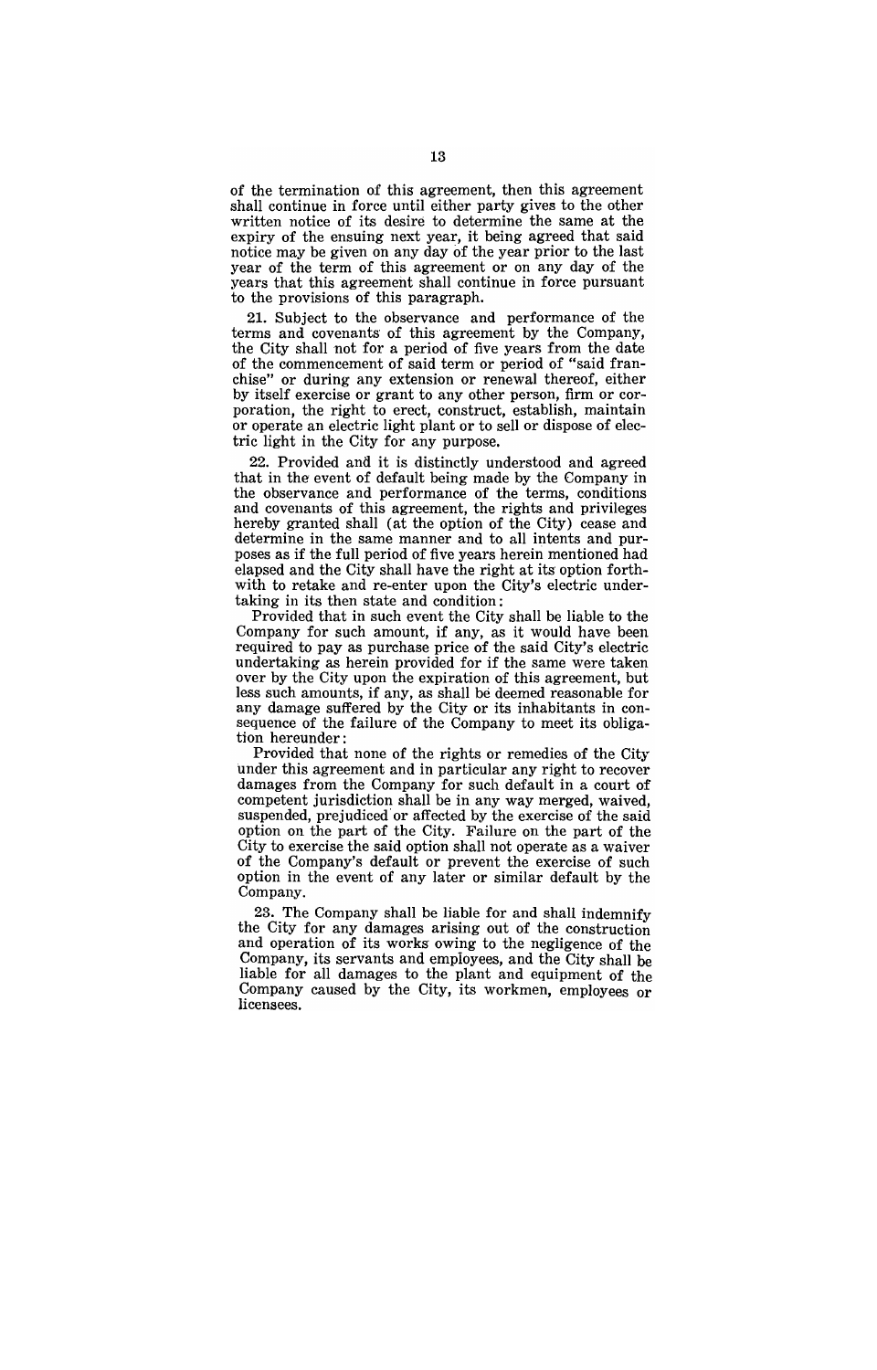of the termination of this agreement, then this agreement shall continue in force until either party gives to the other written notice of its desire to determine the same at the expiry of the ensuing next year, it being agreed that said notice may be given on any day of the year prior to the last year of the term of this agreement or on any day of the years that this agreement shall continue in force pursuant to the provisions of this paragraph.

21. Subject to the observance and performance of the terms and covenants of this agreement by the Company, the City shall not for a period of five years from the date of the commencement of said term or period of "said franchise" or during any extension or renewal thereof, either by itself exercise or grant to any other person, firm or corporation, the right to erect, construct, establish, maintain or operate an electric light plant or to sell or dispose of electric light in the City for any purpose.

22. Provided and it is distinctly understood and agreed that in the event of default being made by the Company in the observance and performance of the terms, conditions and covenants of this agreement, the rights and privileges hereby granted shall (at the option of the City) cease and determine in the same manner and to all intents and purposes as if the full period of five years herein mentioned had elapsed and the City shall have the right at its option forthwith to retake and re-enter upon the City's electric undertaking in its then state and condition:

Provided that in such event the City shall be liable to the Company for such amount, if any, as it would have been required to pay as purchase price of the said City's electric undertaking as herein provided for if the same were taken over by the City upon the expiration of this agreement, but less such amounts, if any, as shall be deemed reasonable for any damage suffered by the City or its inhabitants in consequence of the failure of the Company to meet its obligation hereunder:

Provided that none of the rights or remedies of the City under this agreement and in particular any right to recover damages from the Company for such default in a court of competent jurisdiction shall be in any way merged, waived, suspended, prejudiced or affected by the exercise of the said option on the part of the City. Failure on the part of the City to exercise the said option shall not operate as a waiver of the Company's default or prevent the exercise of such option in the event of any later or similar default by the Company.

23. The Company shall be liable for and shall indemnify the City for any damages arising out of the construction and operation of its works owing to the negligence of the Company, its servants and employees, and the City shall be liable for all damages to the plant and equipment of the Company caused by the City, its workmen, employees or licensees.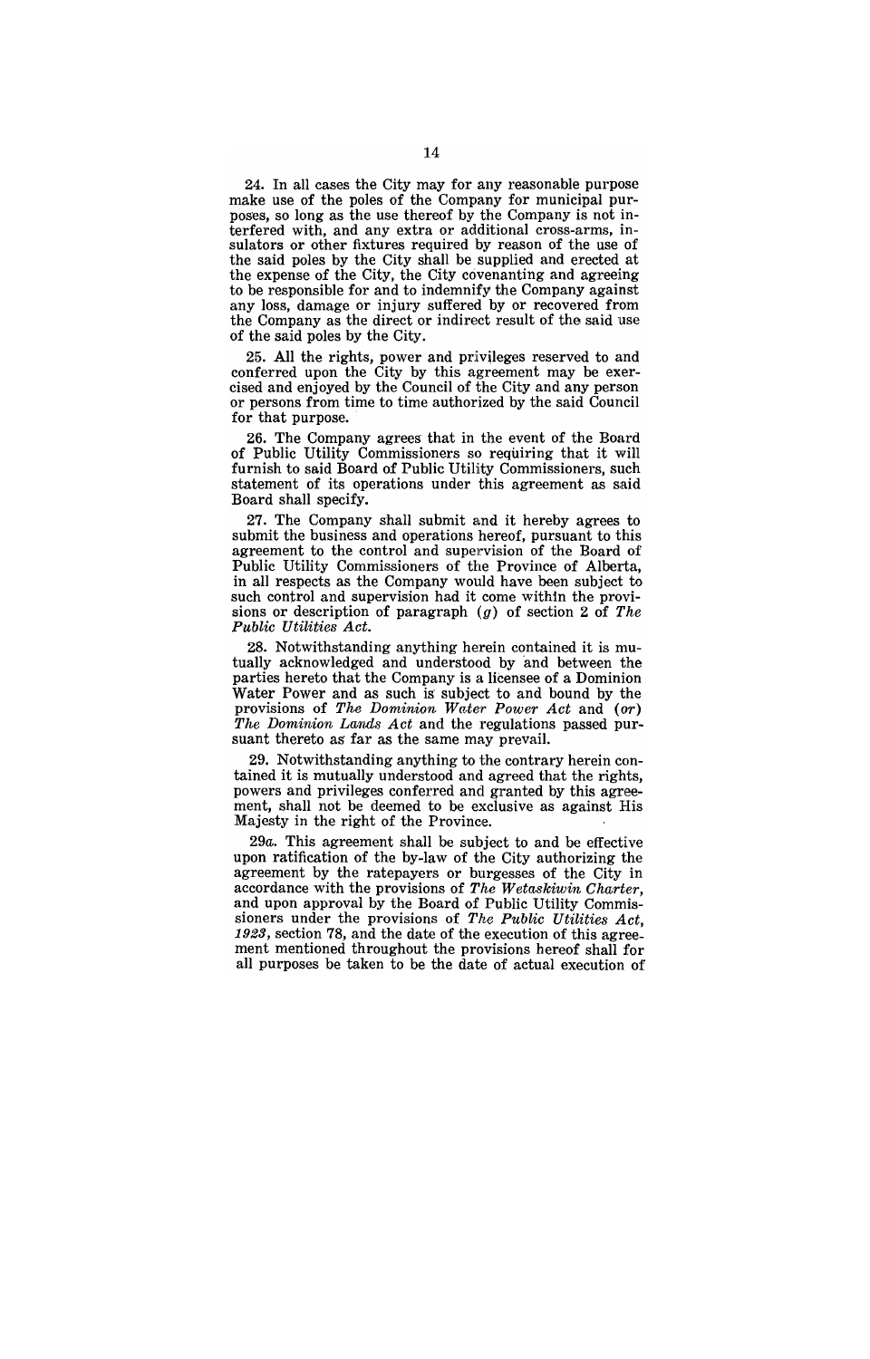24. In all cases the City may for any reasonable purpose make use of the poles of the Company for municipal purposes, so long as the use thereof by the Company is not interfered with, and any extra or additional cross-arms, insulators or other fixtures required by reason of the use of the said poles by the City shall be supplied and erected at the expense of the City, the City covenanting and agreeing to be responsible for and to indemnify the Company against any loss, damage or injury suffered by or recovered from the Company as the direct or indirect result of the said use of the said poles by the City.

25. All the rights, power and privileges reserved to and conferred upon the City by this agreement may be exercised and enjoyed by the Council of the City and any person or persons from time to time authorized by the said Council for that purpose.

26. The Company agrees that in the event of the Board of Public Utility Commissioners so requiring that it will furnish to said Board of Public Utility Commissioners, such statement of its operations under this agreement as said Board shall specify.

27. The Company shall submit and it hereby agrees to submit the business and operations hereof, pursuant to this agreement to the control and supervision of the Board of Public Utility Commissioners of the Province of Alberta, in all respects as the Company would have been subject to such control and supervision had it come within the provisions or description of paragraph (*g*) of section 2 of *The Public Utilities Act*.

28. Notwithstanding anything herein contained it is mutually acknowledged and understood by and between the parties hereto that the Company is a licensee of a Dominion Water Power and as such is subject to and bound by the provisions of *The Dominion Water Power Act* and (*or*) *The Dominion Lands Act* and the regulations passed pursuant thereto as far as the same may prevail.

29. Notwithstanding anything to the contrary herein contained it is mutually understood and agreed that the rights, powers and privileges conferred and granted by this agreement, shall not be deemed to be exclusive as against His Majesty in the right of the Province.

29*a*. This agreement shall be subject to and be effective upon ratification of the by-law of the City authorizing the agreement by the ratepayers or burgesses of the City in accordance with the provisions of *The Wetaskiwin Charter*, and upon approval by the Board of Public Utility Commissioners under the provisions of *The Public Utilities Act, 1923*, section 78, and the date of the execution of this agreement mentioned throughout the provisions hereof shall for all purposes be taken to be the date of actual execution of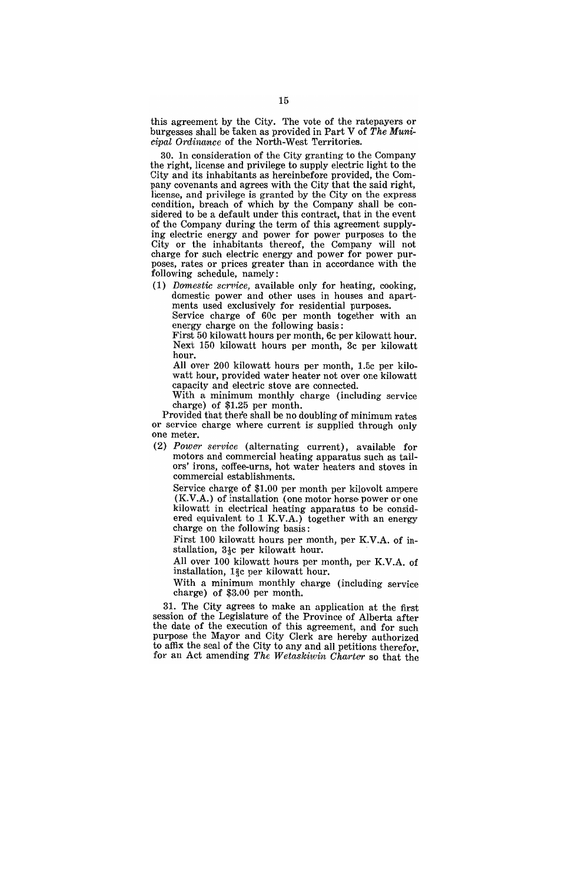this agreement by the City. The vote of the ratepayers or burgesses shall be taken as provided in Part V of *The Municipal Ordinance* of the North-West Territories.

30. In consideration of the City granting to the Company the right, license and privilege to supply electric light to the City and its inhabitants as hereinbefore provided, the Company covenants and agrees with the City that the said right, license, and privilege is granted by the City on the express condition, breach of which by the Company shall be considered to be a default under this contract, that in the event of the Company during the term of this agreement supplying electric energy and power for power purposes to the City or the inhabitants thereof, the Company will not charge for such electric energy and power for power purposes, rates or prices greater than in accordance with the following schedule, namely:

(1) *Domestic service*, available only for heating, cooking, domestic power and other uses in houses and apartments used exclusively for residential purposes.

Service charge of 60c per month together with an energy charge on the following basis:

First 50 kilowatt hours per month, 6c per kilowatt hour.

Next 150 kilowatt hours per month, 3c per kilowatt hour.

All over 200 kilowatt hours per month, 1.5c per kilowatt hour, provided water heater not over one kilowatt capacity and electric stove are connected.

With a minimum monthly charge (including service charge) of $1.25 per month.

Provided that there shall be no doubling of minimum rates or service charge where current is supplied through only one meter.

(2) *Power service* (alternating current), available for motors and commercial heating apparatus such as tailors' irons, coffee-urns, hot water heaters and stoves in commercial establishments.

Service charge of $1.00 per month per kilovolt ampere (K.V.A.) of installation (one motor horse power or one kilowatt in electrical heating apparatus to be considered equivalent to 1 K.V.A.) together with an energy charge on the following basis:

First 100 kilowatt hours per month, per K.V.A. of installation, 3½c per kilowatt hour.

All over 100 kilowatt hours per month, per K.V.A. of installation, 1⅜c per kilowatt hour.

With a minimum monthly charge (including service charge) of $3.00 per month.

31. The City agrees to make an application at the first session of the Legislature of the Province of Alberta after the date of the execution of this agreement, and for such purpose the Mayor and City Clerk are hereby authorized to affix the seal of the City to any and all petitions therefor, for an Act amending *The Wetaskiwin Charter* so that the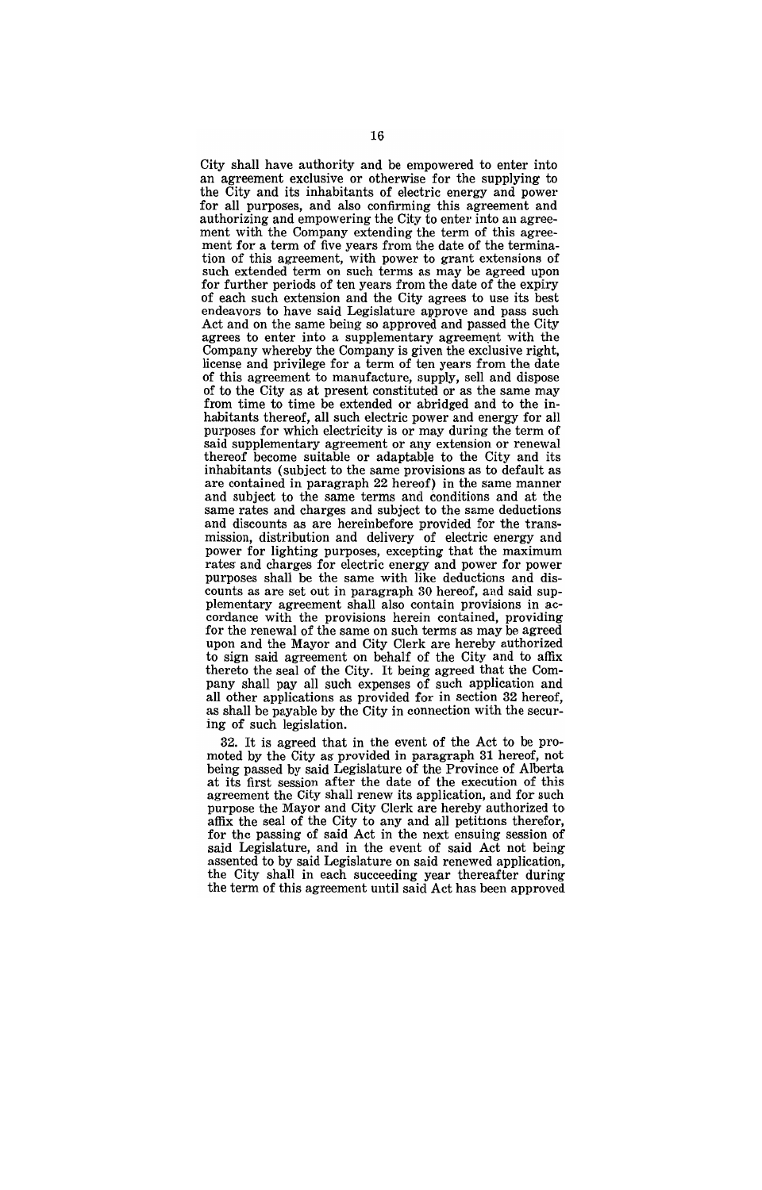City shall have authority and be empowered to enter into an agreement exclusive or otherwise for the supplying to the City and its inhabitants of electric energy and power for all purposes, and also confirming this agreement and authorizing and empowering the City to enter into an agreement with the Company extending the term of this agreement for a term of five years from the date of the termination of this agreement, with power to grant extensions of such extended term on such terms as may be agreed upon for further periods of ten years from the date of the expiry of each such extension and the City agrees to use its best endeavors to have said Legislature approve and pass such Act and on the same being so approved and passed the City agrees to enter into a supplementary agreement with the Company whereby the Company is given the exclusive right, license and privilege for a term of ten years from the date of this agreement to manufacture, supply, sell and dispose of to the City as at present constituted or as the same may from time to time be extended or abridged and to the inhabitants thereof, all such electric power and energy for all purposes for which electricity is or may during the term of said supplementary agreement or any extension or renewal thereof become suitable or adaptable to the City and its inhabitants (subject to the same provisions as to default as are contained in paragraph 22 hereof) in the same manner and subject to the same terms and conditions and at the same rates and charges and subject to the same deductions and discounts as are hereinbefore provided for the transmission, distribution and delivery of electric energy and power for lighting purposes, excepting that the maximum rates and charges for electric energy and power for power purposes shall be the same with like deductions and discounts as are set out in paragraph 30 hereof, and said supplementary agreement shall also contain provisions in accordance with the provisions herein contained, providing for the renewal of the same on such terms as may be agreed upon and the Mayor and City Clerk are hereby authorized to sign said agreement on behalf of the City and to affix thereto the seal of the City. It being agreed that the Company shall pay all such expenses of such application and all other applications as provided for in section 32 hereof, as shall be payable by the City in connection with the securing of such legislation.

32. It is agreed that in the event of the Act to be promoted by the City as provided in paragraph 31 hereof, not being passed by said Legislature of the Province of Alberta at its first session after the date of the execution of this agreement the City shall renew its application, and for such purpose the Mayor and City Clerk are hereby authorized to affix the seal of the City to any and all petitions therefor, for the passing of said Act in the next ensuing session of said Legislature, and in the event of said Act not being assented to by said Legislature on said renewed application, the City shall in each succeeding year thereafter during the term of this agreement until said Act has been approved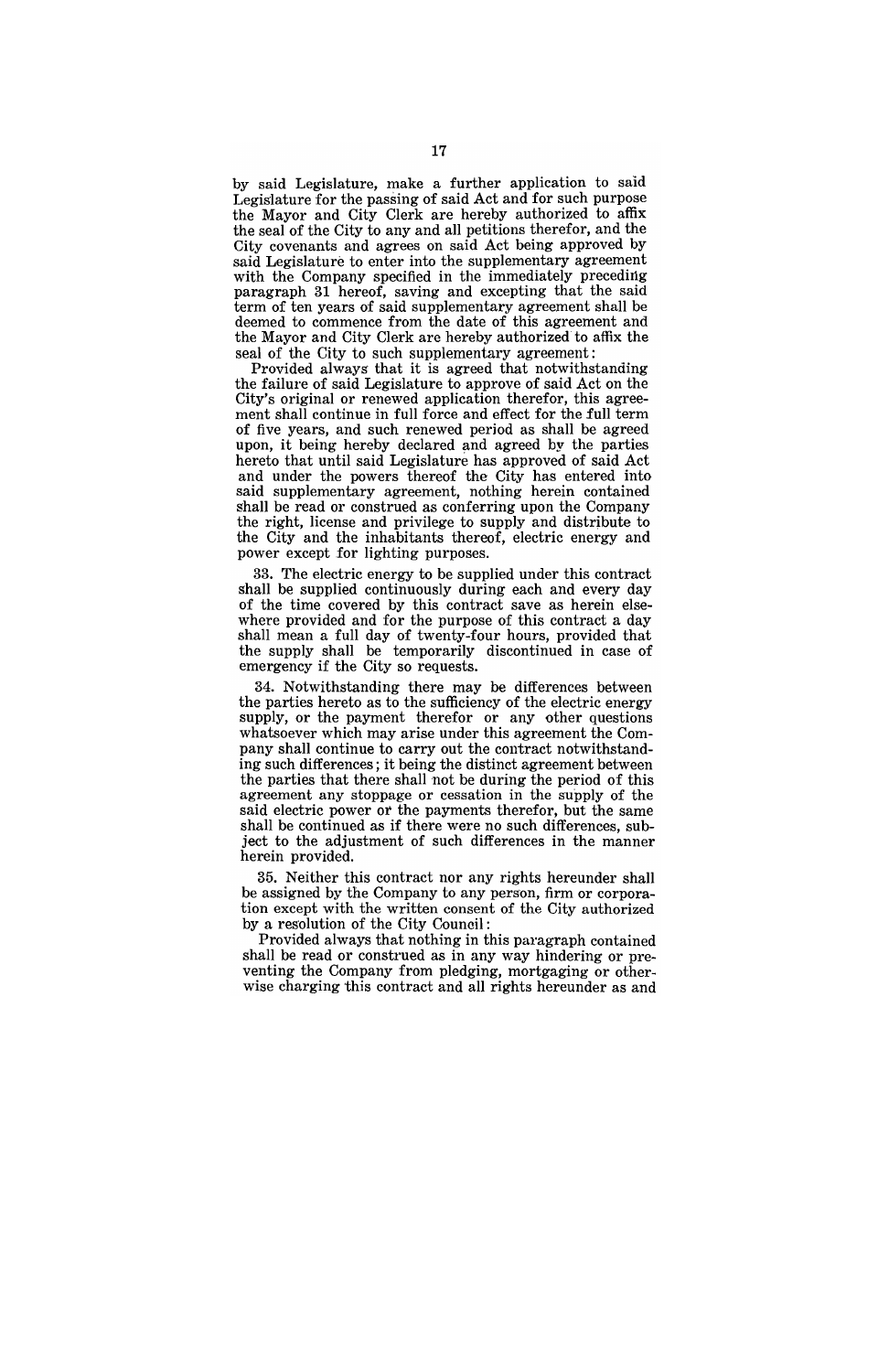by said Legislature, make a further application to said Legislature for the passing of said Act and for such purpose the Mayor and City Clerk are hereby authorized to affix the seal of the City to any and all petitions therefor, and the City covenants and agrees on said Act being approved by said Legislature to enter into the supplementary agreement with the Company specified in the immediately preceding paragraph 31 hereof, saving and excepting that the said term of ten years of said supplementary agreement shall be deemed to commence from the date of this agreement and the Mayor and City Clerk are hereby authorized to affix the seal of the City to such supplementary agreement:

Provided always that it is agreed that notwithstanding the failure of said Legislature to approve of said Act on the City's original or renewed application therefor, this agreement shall continue in full force and effect for the full term of five years, and such renewed period as shall be agreed upon, it being hereby declared and agreed by the parties hereto that until said Legislature has approved of said Act and under the powers thereof the City has entered into said supplementary agreement, nothing herein contained shall be read or construed as conferring upon the Company the right, license and privilege to supply and distribute to the City and the inhabitants thereof, electric energy and power except for lighting purposes.

33. The electric energy to be supplied under this contract shall be supplied continuously during each and every day of the time covered by this contract save as herein elsewhere provided and for the purpose of this contract a day shall mean a full day of twenty-four hours, provided that the supply shall be temporarily discontinued in case of emergency if the City so requests.

34. Notwithstanding there may be differences between the parties hereto as to the sufficiency of the electric energy supply, or the payment therefor or any other questions whatsoever which may arise under this agreement the Company shall continue to carry out the contract notwithstanding such differences; it being the distinct agreement between the parties that there shall not be during the period of this agreement any stoppage or cessation in the supply of the said electric power or the payments therefor, but the same shall be continued as if there were no such differences, subject to the adjustment of such differences in the manner herein provided.

35. Neither this contract nor any rights hereunder shall be assigned by the Company to any person, firm or corporation except with the written consent of the City authorized by a resolution of the City Council:

Provided always that nothing in this paragraph contained shall be read or construed as in any way hindering or preventing the Company from pledging, mortgaging or otherwise charging this contract and all rights hereunder as and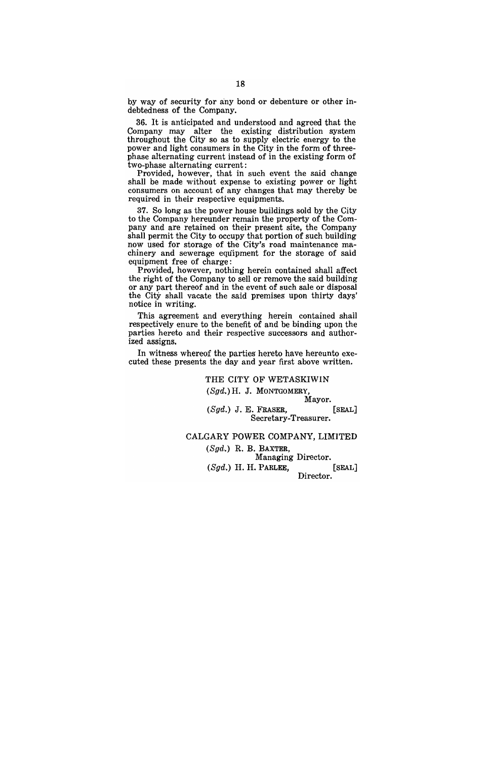by way of security for any bond or debenture or other indebtedness of the Company.

36. It is anticipated and understood and agreed that the Company may alter the existing distribution system throughout the City so as to supply electric energy to the power and light consumers in the City in the form of three-phase alternating current instead of in the existing form of two-phase alternating current:

Provided, however, that in such event the said change shall be made without expense to existing power or light consumers on account of any changes that may thereby be required in their respective equipments.

37. So long as the power house buildings sold by the City to the Company hereunder remain the property of the Company and are retained on their present site, the Company shall permit the City to occupy that portion of such building now used for storage of the City's road maintenance machinery and sewerage equipment for the storage of said equipment free of charge:

Provided, however, nothing herein contained shall affect the right of the Company to sell or remove the said building or any part thereof and in the event of such sale or disposal the City shall vacate the said premises upon thirty days' notice in writing.

This agreement and everything herein contained shall respectively enure to the benefit of and be binding upon the parties hereto and their respective successors and authorized assigns.

In witness whereof the parties hereto have hereunto executed these presents the day and year first above written.

THE CITY OF WETASKIWIN

(*Sgd.*) H. J. MONTGOMERY,
Mayor.

(*Sgd.*) J. E. FRASER, [SEAL]
Secretary-Treasurer.

CALGARY POWER COMPANY, LIMITED

(*Sgd.*) R. B. BAXTER,
Managing Director.

(*Sgd.*) H. H. PARLEE, [SEAL]
Director.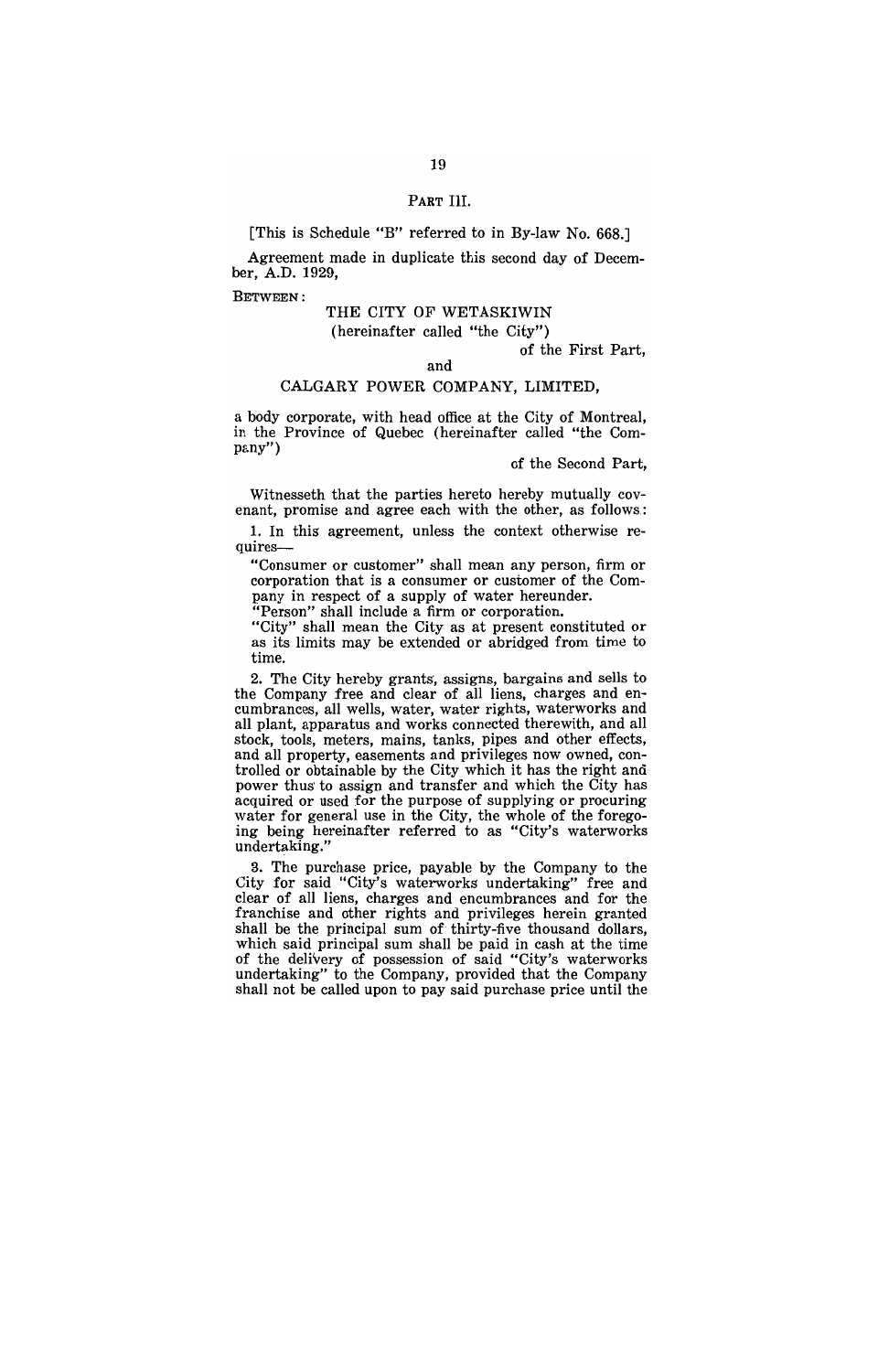## PART III.

[This is Schedule "B" referred to in By-law No. 668.]

Agreement made in duplicate this second day of December, A.D. 1929,

BETWEEN:

THE CITY OF WETASKIWIN
(hereinafter called "the City")
of the First Part,

and

CALGARY POWER COMPANY, LIMITED,

a body corporate, with head office at the City of Montreal, in the Province of Quebec (hereinafter called "the Company")

of the Second Part,

Witnesseth that the parties hereto hereby mutually covenant, promise and agree each with the other, as follows:

1. In this agreement, unless the context otherwise requires—

"Consumer or customer" shall mean any person, firm or corporation that is a consumer or customer of the Company in respect of a supply of water hereunder.

"Person" shall include a firm or corporation.

"City" shall mean the City as at present constituted or as its limits may be extended or abridged from time to time.

2. The City hereby grants, assigns, bargains and sells to the Company free and clear of all liens, charges and encumbrances, all wells, water, water rights, waterworks and all plant, apparatus and works connected therewith, and all stock, tools, meters, mains, tanks, pipes and other effects, and all property, easements and privileges now owned, controlled or obtainable by the City which it has the right and power thus to assign and transfer and which the City has acquired or used for the purpose of supplying or procuring water for general use in the City, the whole of the foregoing being hereinafter referred to as "City's waterworks undertaking."

3. The purchase price, payable by the Company to the City for said "City's waterworks undertaking" free and clear of all liens, charges and encumbrances and for the franchise and other rights and privileges herein granted shall be the principal sum of thirty-five thousand dollars, which said principal sum shall be paid in cash at the time of the delivery of possession of said "City's waterworks undertaking" to the Company, provided that the Company shall not be called upon to pay said purchase price until the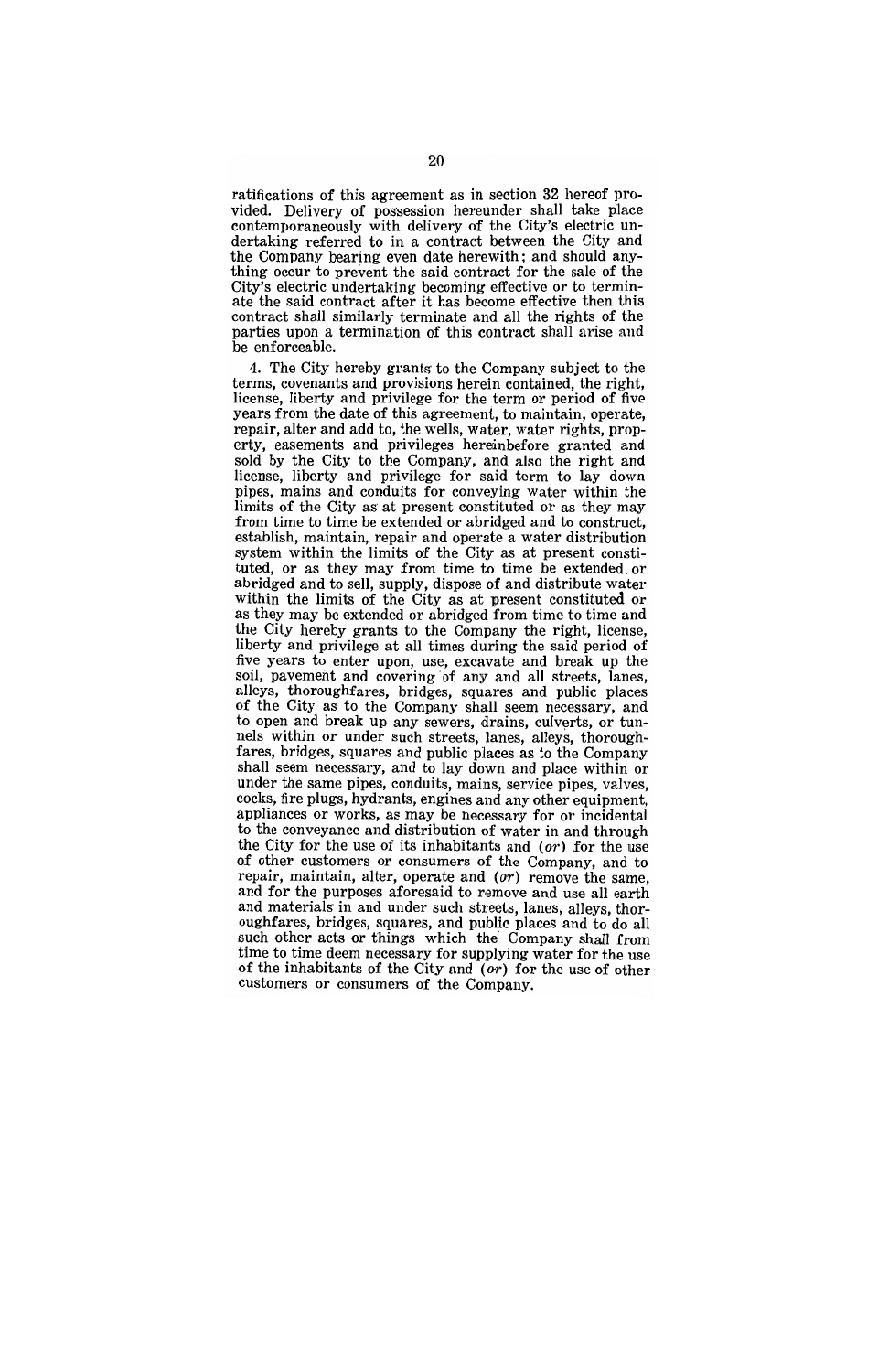ratifications of this agreement as in section 32 hereof provided. Delivery of possession hereunder shall take place contemporaneously with delivery of the City's electric undertaking referred to in a contract between the City and the Company bearing even date herewith; and should anything occur to prevent the said contract for the sale of the City's electric undertaking becoming effective or to terminate the said contract after it has become effective then this contract shall similarly terminate and all the rights of the parties upon a termination of this contract shall arise and be enforceable.

4. The City hereby grants to the Company subject to the terms, covenants and provisions herein contained, the right, license, liberty and privilege for the term or period of five years from the date of this agreement, to maintain, operate, repair, alter and add to, the wells, water, water rights, property, easements and privileges hereinbefore granted and sold by the City to the Company, and also the right and license, liberty and privilege for said term to lay down pipes, mains and conduits for conveying water within the limits of the City as at present constituted or as they may from time to time be extended or abridged and to construct, establish, maintain, repair and operate a water distribution system within the limits of the City as at present constituted, or as they may from time to time be extended or abridged and to sell, supply, dispose of and distribute water within the limits of the City as at present constituted or as they may be extended or abridged from time to time and the City hereby grants to the Company the right, license, liberty and privilege at all times during the said period of five years to enter upon, use, excavate and break up the soil, pavement and covering of any and all streets, lanes, alleys, thoroughfares, bridges, squares and public places of the City as to the Company shall seem necessary, and to open and break up any sewers, drains, culverts, or tunnels within or under such streets, lanes, alleys, thoroughfares, bridges, squares and public places as to the Company shall seem necessary, and to lay down and place within or under the same pipes, conduits, mains, service pipes, valves, cocks, fire plugs, hydrants, engines and any other equipment, appliances or works, as may be necessary for or incidental to the conveyance and distribution of water in and through the City for the use of its inhabitants and (*or*) for the use of other customers or consumers of the Company, and to repair, maintain, alter, operate and (*or*) remove the same, and for the purposes aforesaid to remove and use all earth and materials in and under such streets, lanes, alleys, thoroughfares, bridges, squares, and public places and to do all such other acts or things which the Company shall from time to time deem necessary for supplying water for the use of the inhabitants of the City and (*or*) for the use of other customers or consumers of the Company.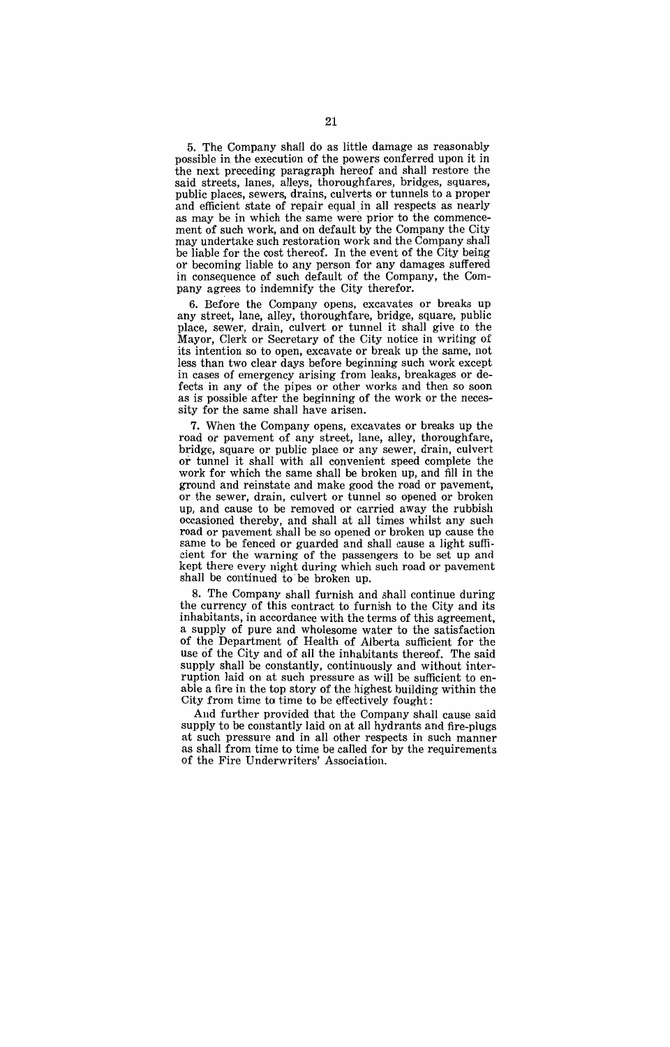5. The Company shall do as little damage as reasonably possible in the execution of the powers conferred upon it in the next preceding paragraph hereof and shall restore the said streets, lanes, alleys, thoroughfares, bridges, squares, public places, sewers, drains, culverts or tunnels to a proper and efficient state of repair equal in all respects as nearly as may be in which the same were prior to the commencement of such work, and on default by the Company the City may undertake such restoration work and the Company shall be liable for the cost thereof. In the event of the City being or becoming liable to any person for any damages suffered in consequence of such default of the Company, the Company agrees to indemnify the City therefor.

6. Before the Company opens, excavates or breaks up any street, lane, alley, thoroughfare, bridge, square, public place, sewer, drain, culvert or tunnel it shall give to the Mayor, Clerk or Secretary of the City notice in writing of its intention so to open, excavate or break up the same, not less than two clear days before beginning such work except in cases of emergency arising from leaks, breakages or defects in any of the pipes or other works and then so soon as is possible after the beginning of the work or the necessity for the same shall have arisen.

7. When the Company opens, excavates or breaks up the road or pavement of any street, lane, alley, thoroughfare, bridge, square or public place or any sewer, drain, culvert or tunnel it shall with all convenient speed complete the work for which the same shall be broken up, and fill in the ground and reinstate and make good the road or pavement, or the sewer, drain, culvert or tunnel so opened or broken up, and cause to be removed or carried away the rubbish occasioned thereby, and shall at all times whilst any such road or pavement shall be so opened or broken up cause the same to be fenced or guarded and shall cause a light sufficient for the warning of the passengers to be set up and kept there every night during which such road or pavement shall be continued to be broken up.

8. The Company shall furnish and shall continue during the currency of this contract to furnish to the City and its inhabitants, in accordance with the terms of this agreement, a supply of pure and wholesome water to the satisfaction of the Department of Health of Alberta sufficient for the use of the City and of all the inhabitants thereof. The said supply shall be constantly, continuously and without interruption laid on at such pressure as will be sufficient to enable a fire in the top story of the highest building within the City from time to time to be effectively fought:

And further provided that the Company shall cause said supply to be constantly laid on at all hydrants and fire-plugs at such pressure and in all other respects in such manner as shall from time to time be called for by the requirements of the Fire Underwriters' Association.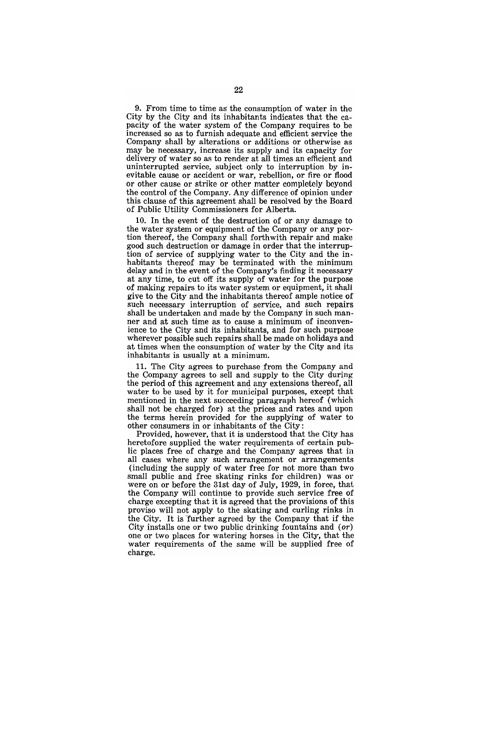9. From time to time as the consumption of water in the City by the City and its inhabitants indicates that the capacity of the water system of the Company requires to be increased so as to furnish adequate and efficient service the Company shall by alterations or additions or otherwise as may be necessary, increase its supply and its capacity for delivery of water so as to render at all times an efficient and uninterrupted service, subject only to interruption by inevitable cause or accident or war, rebellion, or fire or flood or other cause or strike or other matter completely beyond the control of the Company. Any difference of opinion under this clause of this agreement shall be resolved by the Board of Public Utility Commissioners for Alberta.

10. In the event of the destruction of or any damage to the water system or equipment of the Company or any portion thereof, the Company shall forthwith repair and make good such destruction or damage in order that the interruption of service of supplying water to the City and the inhabitants thereof may be terminated with the minimum delay and in the event of the Company's finding it necessary at any time, to cut off its supply of water for the purpose of making repairs to its water system or equipment, it shall give to the City and the inhabitants thereof ample notice of such necessary interruption of service, and such repairs shall be undertaken and made by the Company in such manner and at such time as to cause a minimum of inconvenience to the City and its inhabitants, and for such purpose wherever possible such repairs shall be made on holidays and at times when the consumption of water by the City and its inhabitants is usually at a minimum.

11. The City agrees to purchase from the Company and the Company agrees to sell and supply to the City during the period of this agreement and any extensions thereof, all water to be used by it for municipal purposes, except that mentioned in the next succeeding paragraph hereof (which shall not be charged for) at the prices and rates and upon the terms herein provided for the supplying of water to other consumers in or inhabitants of the City:

Provided, however, that it is understood that the City has heretofore supplied the water requirements of certain public places free of charge and the Company agrees that in all cases where any such arrangement or arrangements (including the supply of water free for not more than two small public and free skating rinks for children) was or were on or before the 31st day of July, 1929, in force, that the Company will continue to provide such service free of charge excepting that it is agreed that the provisions of this proviso will not apply to the skating and curling rinks in the City. It is further agreed by the Company that if the City installs one or two public drinking fountains and (*or*) one or two places for watering horses in the City, that the water requirements of the same will be supplied free of charge.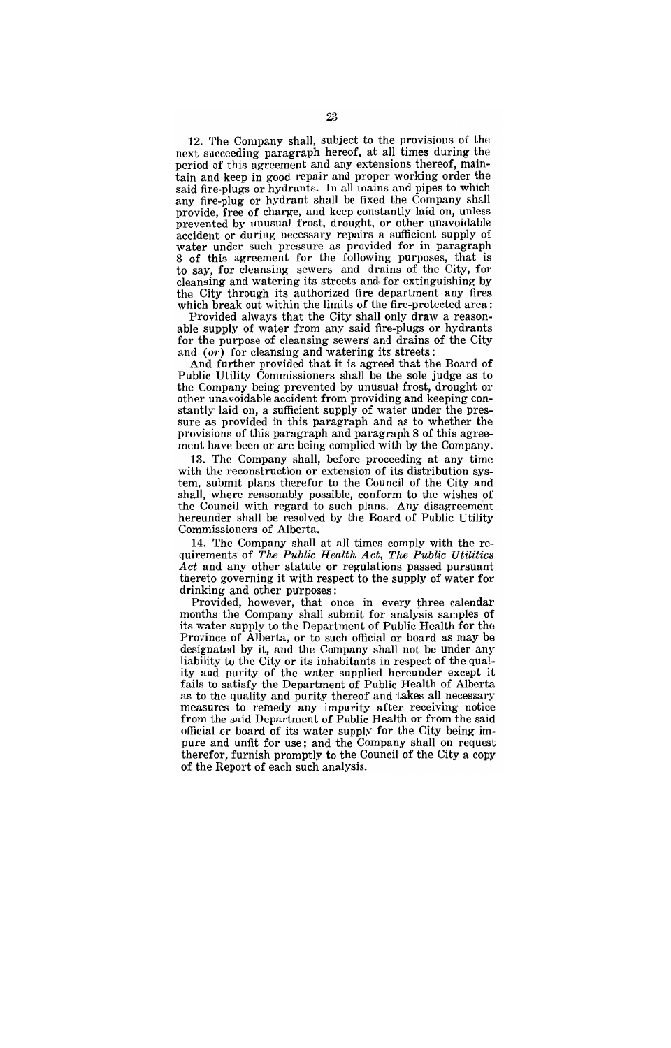12. The Company shall, subject to the provisions of the next succeeding paragraph hereof, at all times during the period of this agreement and any extensions thereof, maintain and keep in good repair and proper working order the said fire-plugs or hydrants. In all mains and pipes to which any fire-plug or hydrant shall be fixed the Company shall provide, free of charge, and keep constantly laid on, unless prevented by unusual frost, drought, or other unavoidable accident or during necessary repairs a sufficient supply of water under such pressure as provided for in paragraph 8 of this agreement for the following purposes, that is to say, for cleansing sewers and drains of the City, for cleansing and watering its streets and for extinguishing by the City through its authorized fire department any fires which break out within the limits of the fire-protected area:

Provided always that the City shall only draw a reasonable supply of water from any said fire-plugs or hydrants for the purpose of cleansing sewers and drains of the City and (*or*) for cleansing and watering its streets:

And further provided that it is agreed that the Board of Public Utility Commissioners shall be the sole judge as to the Company being prevented by unusual frost, drought or other unavoidable accident from providing and keeping constantly laid on, a sufficient supply of water under the pressure as provided in this paragraph and as to whether the provisions of this paragraph and paragraph 8 of this agreement have been or are being complied with by the Company.

13. The Company shall, before proceeding at any time with the reconstruction or extension of its distribution system, submit plans therefor to the Council of the City and shall, where reasonably possible, conform to the wishes of the Council with regard to such plans. Any disagreement hereunder shall be resolved by the Board of Public Utility Commissioners of Alberta.

14. The Company shall at all times comply with the requirements of *The Public Health Act*, *The Public Utilities Act* and any other statute or regulations passed pursuant thereto governing it with respect to the supply of water for drinking and other purposes:

Provided, however, that once in every three calendar months the Company shall submit for analysis samples of its water supply to the Department of Public Health for the Province of Alberta, or to such official or board as may be designated by it, and the Company shall not be under any liability to the City or its inhabitants in respect of the quality and purity of the water supplied hereunder except it fails to satisfy the Department of Public Health of Alberta as to the quality and purity thereof and takes all necessary measures to remedy any impurity after receiving notice from the said Department of Public Health or from the said official or board of its water supply for the City being impure and unfit for use; and the Company shall on request therefor, furnish promptly to the Council of the City a copy of the Report of each such analysis.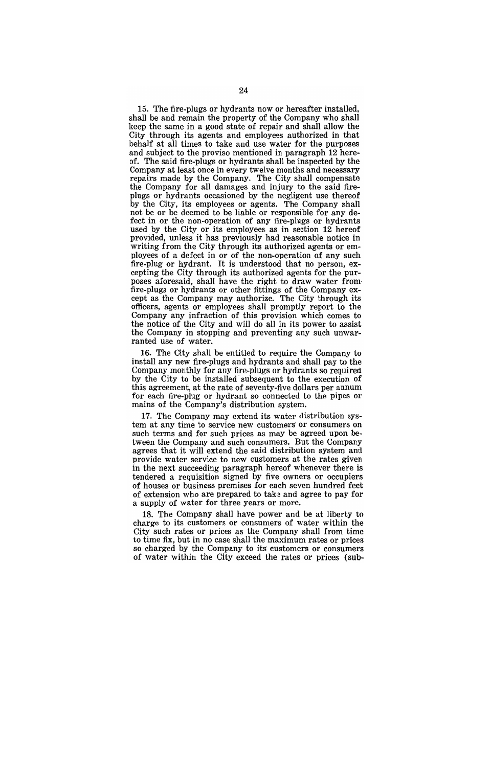15. The fire-plugs or hydrants now or hereafter installed, shall be and remain the property of the Company who shall keep the same in a good state of repair and shall allow the City through its agents and employees authorized in that behalf at all times to take and use water for the purposes and subject to the proviso mentioned in paragraph 12 hereof. The said fire-plugs or hydrants shall be inspected by the Company at least once in every twelve months and necessary repairs made by the Company. The City shall compensate the Company for all damages and injury to the said fire-plugs or hydrants occasioned by the negligent use thereof by the City, its employees or agents. The Company shall not be or be deemed to be liable or responsible for any defect in or the non-operation of any fire-plugs or hydrants used by the City or its employees as in section 12 hereof provided, unless it has previously had reasonable notice in writing from the City through its authorized agents or employees of a defect in or of the non-operation of any such fire-plug or hydrant. It is understood that no person, excepting the City through its authorized agents for the purposes aforesaid, shall have the right to draw water from fire-plugs or hydrants or other fittings of the Company except as the Company may authorize. The City through its officers, agents or employees shall promptly report to the Company any infraction of this provision which comes to the notice of the City and will do all in its power to assist the Company in stopping and preventing any such unwarranted use of water.

16. The City shall be entitled to require the Company to install any new fire-plugs and hydrants and shall pay to the Company monthly for any fire-plugs or hydrants so required by the City to be installed subsequent to the execution of this agreement, at the rate of seventy-five dollars per annum for each fire-plug or hydrant so connected to the pipes or mains of the Company's distribution system.

17. The Company may extend its water distribution system at any time to service new customers or consumers on such terms and for such prices as may be agreed upon between the Company and such consumers. But the Company agrees that it will extend the said distribution system and provide water service to new customers at the rates given in the next succeeding paragraph hereof whenever there is tendered a requisition signed by five owners or occupiers of houses or business premises for each seven hundred feet of extension who are prepared to take and agree to pay for a supply of water for three years or more.

18. The Company shall have power and be at liberty to charge to its customers or consumers of water within the City such rates or prices as the Company shall from time to time fix, but in no case shall the maximum rates or prices so charged by the Company to its customers or consumers of water within the City exceed the rates or prices (sub-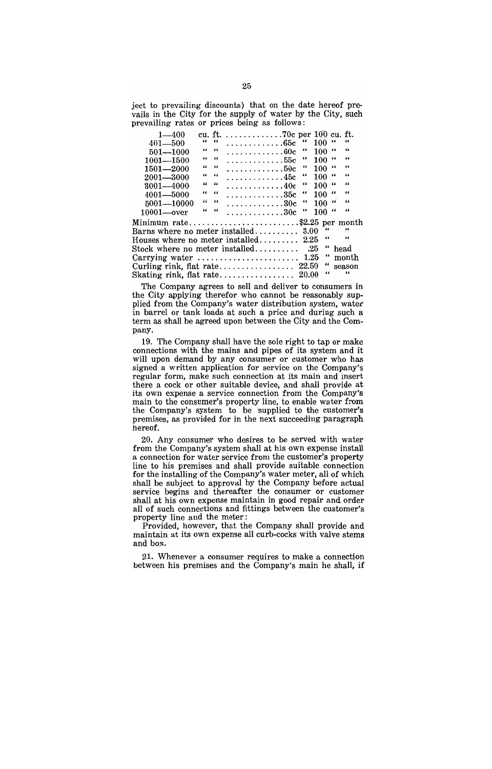ject to prevailing discounts) that on the date hereof prevails in the City for the supply of water by the City, such prevailing rates or prices being as follows:

| | | |
|---|---|---|
| 1—400 | cu. ft. | .70c per 100 cu. ft. |
| 401—500 | " " | .65c " 100 " " |
| 501—1000 | " " | .60c " 100 " " |
| 1001—1500 | " " | .55c " 100 " " |
| 1501—2000 | " " | .50c " 100 " " |
| 2001—3000 | " " | .45c " 100 " " |
| 3001—4000 | " " | .40c " 100 " " |
| 4001—5000 | " " | .35c " 100 " " |
| 5001—10000 | " " | .30c " 100 " " |
| 10001—over | " " | .30c " 100 " " |

| | | |
|---|---|---|
| Minimum rate | $2.25 | per month |
| Barns where no meter installed | 3.00 | " " |
| Houses where no meter installed | 2.25 | " " |
| Stock where no meter installed | .25 | " head |
| Carrying water | 1.25 | " month |
| Curling rink, flat rate | 22.50 | " season |
| Skating rink, flat rate | 20.00 | " " |

The Company agrees to sell and deliver to consumers in the City applying therefor who cannot be reasonably supplied from the Company's water distribution system, water in barrel or tank loads at such a price and during such a term as shall be agreed upon between the City and the Company.

19. The Company shall have the sole right to tap or make connections with the mains and pipes of its system and it will upon demand by any consumer or customer who has signed a written application for service on the Company's regular form, make such connection at its main and insert there a cock or other suitable device, and shall provide at its own expense a service connection from the Company's main to the consumer's property line, to enable water from the Company's system to be supplied to the customer's premises, as provided for in the next succeeding paragraph hereof.

20. Any consumer who desires to be served with water from the Company's system shall at his own expense install a connection for water service from the customer's property line to his premises and shall provide suitable connection for the installing of the Company's water meter, all of which shall be subject to approval by the Company before actual service begins and thereafter the consumer or customer shall at his own expense maintain in good repair and order all of such connections and fittings between the customer's property line and the meter:

Provided, however, that the Company shall provide and maintain at its own expense all curb-cocks with valve stems and box.

21. Whenever a consumer requires to make a connection between his premises and the Company's main he shall, if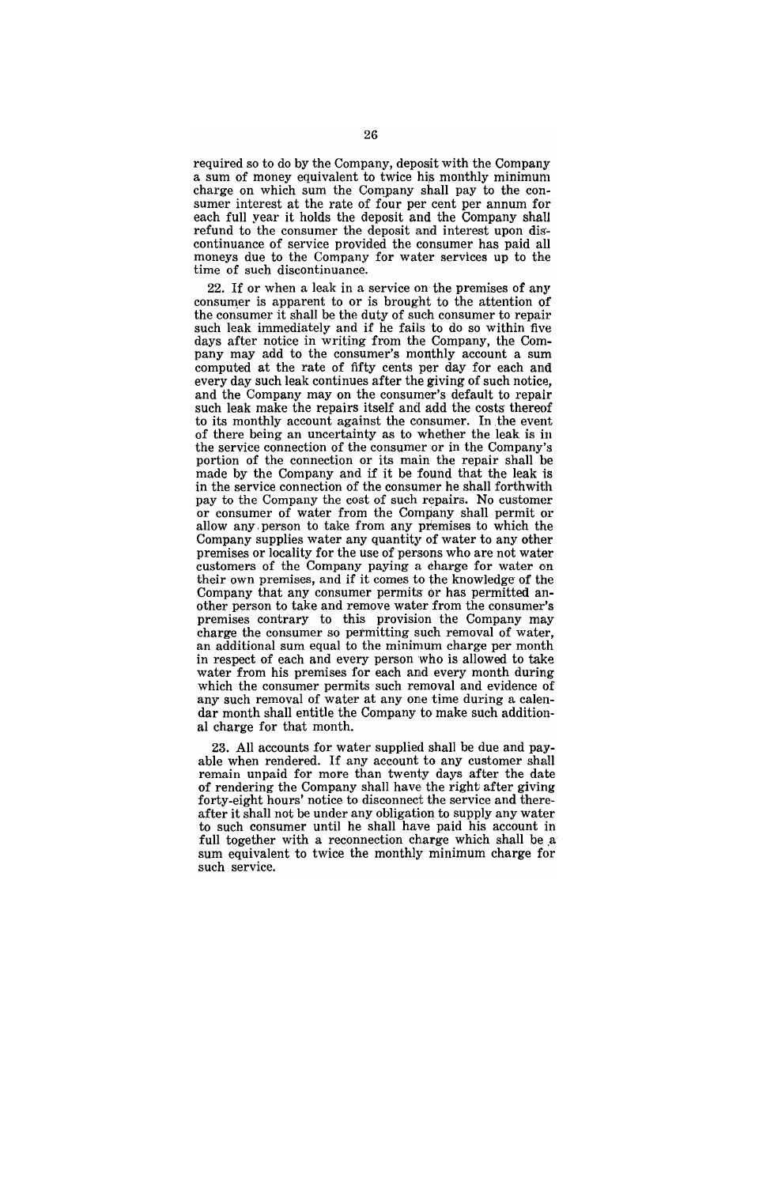required so to do by the Company, deposit with the Company a sum of money equivalent to twice his monthly minimum charge on which sum the Company shall pay to the consumer interest at the rate of four per cent per annum for each full year it holds the deposit and the Company shall refund to the consumer the deposit and interest upon discontinuance of service provided the consumer has paid all moneys due to the Company for water services up to the time of such discontinuance.

22. If or when a leak in a service on the premises of any consumer is apparent to or is brought to the attention of the consumer it shall be the duty of such consumer to repair such leak immediately and if he fails to do so within five days after notice in writing from the Company, the Company may add to the consumer's monthly account a sum computed at the rate of fifty cents per day for each and every day such leak continues after the giving of such notice, and the Company may on the consumer's default to repair such leak make the repairs itself and add the costs thereof to its monthly account against the consumer. In the event of there being an uncertainty as to whether the leak is in the service connection of the consumer or in the Company's portion of the connection or its main the repair shall be made by the Company and if it be found that the leak is in the service connection of the consumer he shall forthwith pay to the Company the cost of such repairs. No customer or consumer of water from the Company shall permit or allow any person to take from any premises to which the Company supplies water any quantity of water to any other premises or locality for the use of persons who are not water customers of the Company paying a charge for water on their own premises, and if it comes to the knowledge of the Company that any consumer permits or has permitted another person to take and remove water from the consumer's premises contrary to this provision the Company may charge the consumer so permitting such removal of water, an additional sum equal to the minimum charge per month in respect of each and every person who is allowed to take water from his premises for each and every month during which the consumer permits such removal and evidence of any such removal of water at any one time during a calendar month shall entitle the Company to make such additional charge for that month.

23. All accounts for water supplied shall be due and payable when rendered. If any account to any customer shall remain unpaid for more than twenty days after the date of rendering the Company shall have the right after giving forty-eight hours' notice to disconnect the service and thereafter it shall not be under any obligation to supply any water to such consumer until he shall have paid his account in full together with a reconnection charge which shall be a sum equivalent to twice the monthly minimum charge for such service.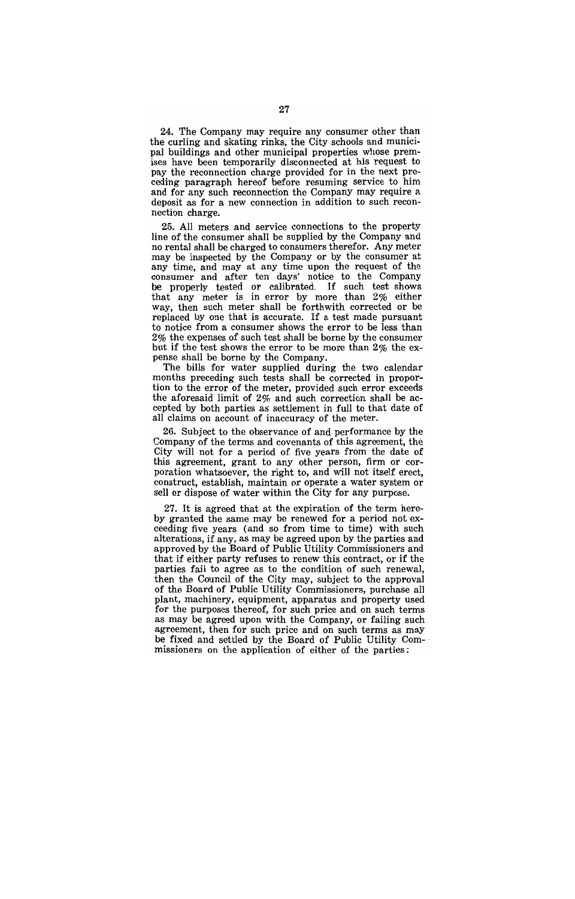24. The Company may require any consumer other than the curling and skating rinks, the City schools and municipal buildings and other municipal properties whose premises have been temporarily disconnected at his request to pay the reconnection charge provided for in the next preceding paragraph hereof before resuming service to him and for any such reconnection the Company may require a deposit as for a new connection in addition to such reconnection charge.

25. All meters and service connections to the property line of the consumer shall be supplied by the Company and no rental shall be charged to consumers therefor. Any meter may be inspected by the Company or by the consumer at any time, and may at any time upon the request of the consumer and after ten days' notice to the Company be properly tested or calibrated. If such test shows that any meter is in error by more than 2% either way, then such meter shall be forthwith corrected or be replaced by one that is accurate. If a test made pursuant to notice from a consumer shows the error to be less than 2% the expenses of such test shall be borne by the consumer but if the test shows the error to be more than 2% the expense shall be borne by the Company.

The bills for water supplied during the two calendar months preceding such tests shall be corrected in proportion to the error of the meter, provided such error exceeds the aforesaid limit of 2% and such correction shall be accepted by both parties as settlement in full to that date of all claims on account of inaccuracy of the meter.

26. Subject to the observance of and performance by the Company of the terms and covenants of this agreement, the City will not for a period of five years from the date of this agreement, grant to any other person, firm or corporation whatsoever, the right to, and will not itself erect, construct, establish, maintain or operate a water system or sell or dispose of water within the City for any purpose.

27. It is agreed that at the expiration of the term hereby granted the same may be renewed for a period not exceeding five years (and so from time to time) with such alterations, if any, as may be agreed upon by the parties and approved by the Board of Public Utility Commissioners and that if either party refuses to renew this contract, or if the parties fail to agree as to the condition of such renewal, then the Council of the City may, subject to the approval of the Board of Public Utility Commissioners, purchase all plant, machinery, equipment, apparatus and property used for the purposes thereof, for such price and on such terms as may be agreed upon with the Company, or failing such agreement, then for such price and on such terms as may be fixed and settled by the Board of Public Utility Commissioners on the application of either of the parties;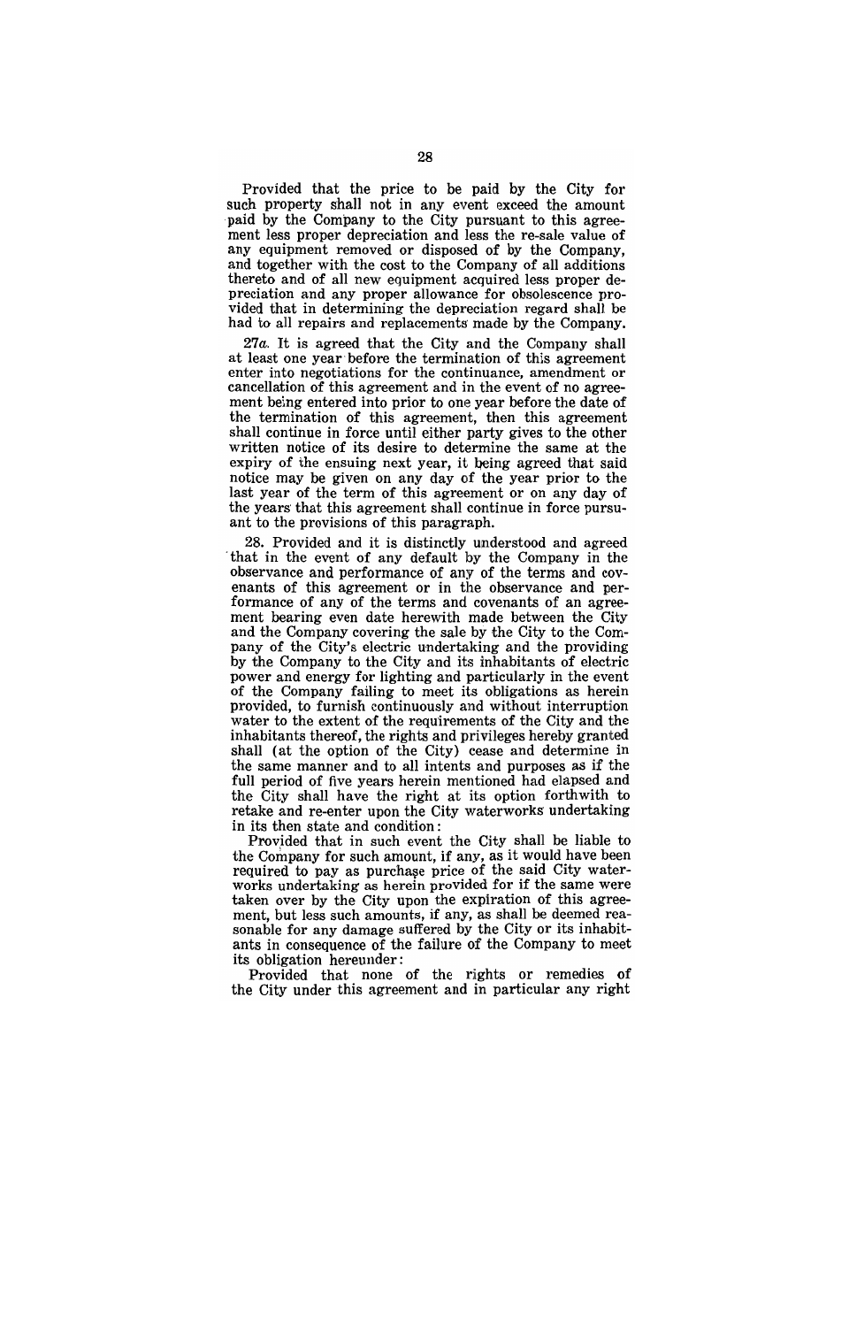Provided that the price to be paid by the City for such property shall not in any event exceed the amount paid by the Company to the City pursuant to this agreement less proper depreciation and less the re-sale value of any equipment removed or disposed of by the Company, and together with the cost to the Company of all additions thereto and of all new equipment acquired less proper depreciation and any proper allowance for obsolescence provided that in determining the depreciation regard shall be had to all repairs and replacements made by the Company.

*27a.* It is agreed that the City and the Company shall at least one year before the termination of this agreement enter into negotiations for the continuance, amendment or cancellation of this agreement and in the event of no agreement being entered into prior to one year before the date of the termination of this agreement, then this agreement shall continue in force until either party gives to the other written notice of its desire to determine the same at the expiry of the ensuing next year, it being agreed that said notice may be given on any day of the year prior to the last year of the term of this agreement or on any day of the years that this agreement shall continue in force pursuant to the provisions of this paragraph.

28. Provided and it is distinctly understood and agreed that in the event of any default by the Company in the observance and performance of any of the terms and covenants of this agreement or in the observance and performance of any of the terms and covenants of an agreement bearing even date herewith made between the City and the Company covering the sale by the City to the Company of the City's electric undertaking and the providing by the Company to the City and its inhabitants of electric power and energy for lighting and particularly in the event of the Company failing to meet its obligations as herein provided, to furnish continuously and without interruption water to the extent of the requirements of the City and the inhabitants thereof, the rights and privileges hereby granted shall (at the option of the City) cease and determine in the same manner and to all intents and purposes as if the full period of five years herein mentioned had elapsed and the City shall have the right at its option forthwith to retake and re-enter upon the City waterworks undertaking in its then state and condition:

Provided that in such event the City shall be liable to the Company for such amount, if any, as it would have been required to pay as purchase price of the said City waterworks undertaking as herein provided for if the same were taken over by the City upon the expiration of this agreement, but less such amounts, if any, as shall be deemed reasonable for any damage suffered by the City or its inhabitants in consequence of the failure of the Company to meet its obligation hereunder:

Provided that none of the rights or remedies of the City under this agreement and in particular any right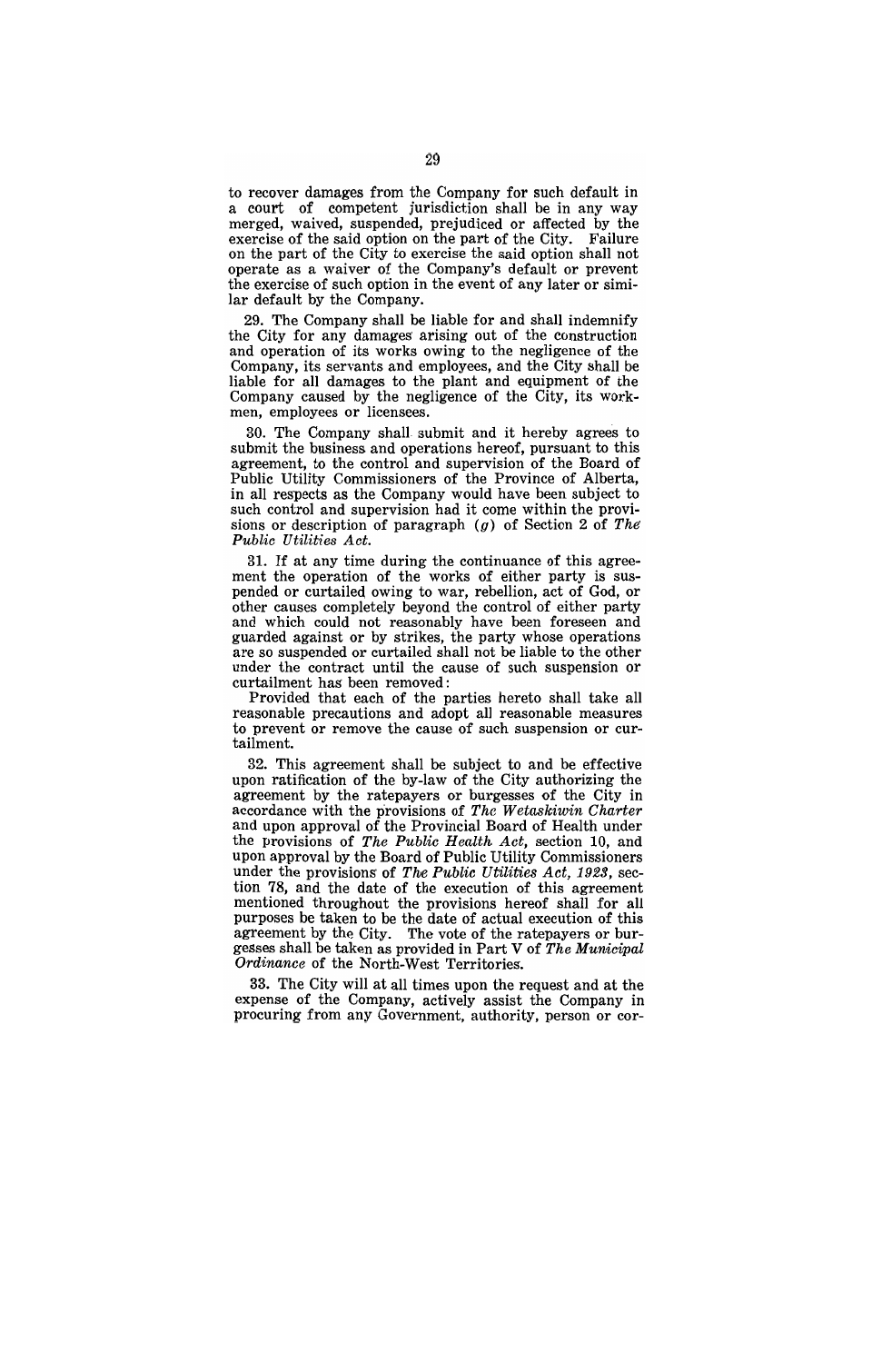to recover damages from the Company for such default in a court of competent jurisdiction shall be in any way merged, waived, suspended, prejudiced or affected by the exercise of the said option on the part of the City. Failure on the part of the City to exercise the said option shall not operate as a waiver of the Company's default or prevent the exercise of such option in the event of any later or similar default by the Company.

29. The Company shall be liable for and shall indemnify the City for any damages arising out of the construction and operation of its works owing to the negligence of the Company, its servants and employees, and the City shall be liable for all damages to the plant and equipment of the Company caused by the negligence of the City, its workmen, employees or licensees.

30. The Company shall submit and it hereby agrees to submit the business and operations hereof, pursuant to this agreement, to the control and supervision of the Board of Public Utility Commissioners of the Province of Alberta, in all respects as the Company would have been subject to such control and supervision had it come within the provisions or description of paragraph (*g*) of Section 2 of *The Public Utilities Act.*

31. If at any time during the continuance of this agreement the operation of the works of either party is suspended or curtailed owing to war, rebellion, act of God, or other causes completely beyond the control of either party and which could not reasonably have been foreseen and guarded against or by strikes, the party whose operations are so suspended or curtailed shall not be liable to the other under the contract until the cause of such suspension or curtailment has been removed:

Provided that each of the parties hereto shall take all reasonable precautions and adopt all reasonable measures to prevent or remove the cause of such suspension or curtailment.

32. This agreement shall be subject to and be effective upon ratification of the by-law of the City authorizing the agreement by the ratepayers or burgesses of the City in accordance with the provisions of *The Wetaskiwin Charter* and upon approval of the Provincial Board of Health under the provisions of *The Public Health Act,* section 10, and upon approval by the Board of Public Utility Commissioners under the provisions of *The Public Utilities Act, 1923,* section 78, and the date of the execution of this agreement mentioned throughout the provisions hereof shall for all purposes be taken to be the date of actual execution of this agreement by the City. The vote of the ratepayers or burgesses shall be taken as provided in Part V of *The Municipal Ordinance* of the North-West Territories.

33. The City will at all times upon the request and at the expense of the Company, actively assist the Company in procuring from any Government, authority, person or cor-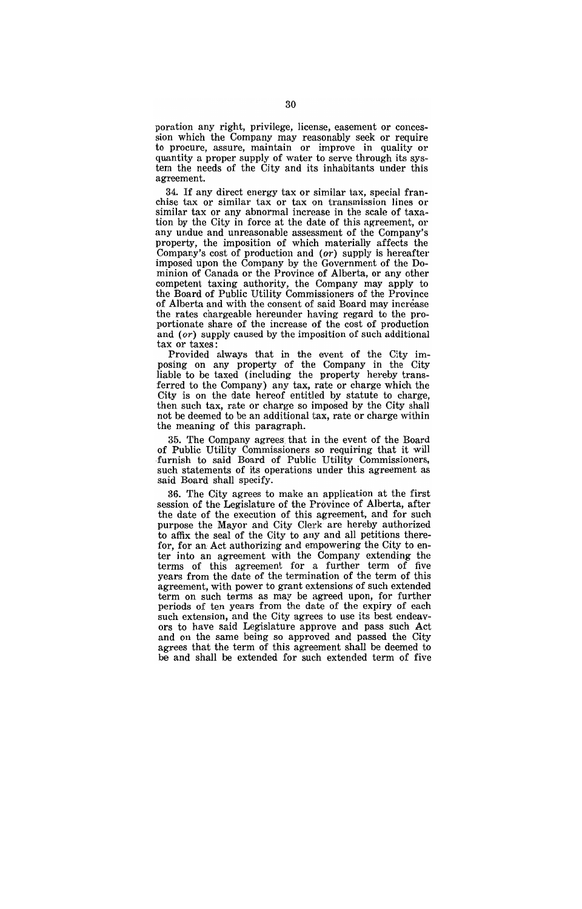poration any right, privilege, license, easement or concession which the Company may reasonably seek or require to procure, assure, maintain or improve in quality or quantity a proper supply of water to serve through its system the needs of the City and its inhabitants under this agreement.

34. If any direct energy tax or similar tax, special franchise tax or similar tax or tax on transmission lines or similar tax or any abnormal increase in the scale of taxation by the City in force at the date of this agreement, or any undue and unreasonable assessment of the Company's property, the imposition of which materially affects the Company's cost of production and (*or*) supply is hereafter imposed upon the Company by the Government of the Dominion of Canada or the Province of Alberta, or any other competent taxing authority, the Company may apply to the Board of Public Utility Commissioners of the Province of Alberta and with the consent of said Board may increase the rates chargeable hereunder having regard to the proportionate share of the increase of the cost of production and (*or*) supply caused by the imposition of such additional tax or taxes:

Provided always that in the event of the City imposing on any property of the Company in the City liable to be taxed (including the property hereby transferred to the Company) any tax, rate or charge which the City is on the date hereof entitled by statute to charge, then such tax, rate or charge so imposed by the City shall not be deemed to be an additional tax, rate or charge within the meaning of this paragraph.

35. The Company agrees that in the event of the Board of Public Utility Commissioners so requiring that it will furnish to said Board of Public Utility Commissioners, such statements of its operations under this agreement as said Board shall specify.

36. The City agrees to make an application at the first session of the Legislature of the Province of Alberta, after the date of the execution of this agreement, and for such purpose the Mayor and City Clerk are hereby authorized to affix the seal of the City to any and all petitions therefor, for an Act authorizing and empowering the City to enter into an agreement with the Company extending the terms of this agreement for a further term of five years from the date of the termination of the term of this agreement, with power to grant extensions of such extended term on such terms as may be agreed upon, for further periods of ten years from the date of the expiry of each such extension, and the City agrees to use its best endeavors to have said Legislature approve and pass such Act and on the same being so approved and passed the City agrees that the term of this agreement shall be deemed to be and shall be extended for such extended term of five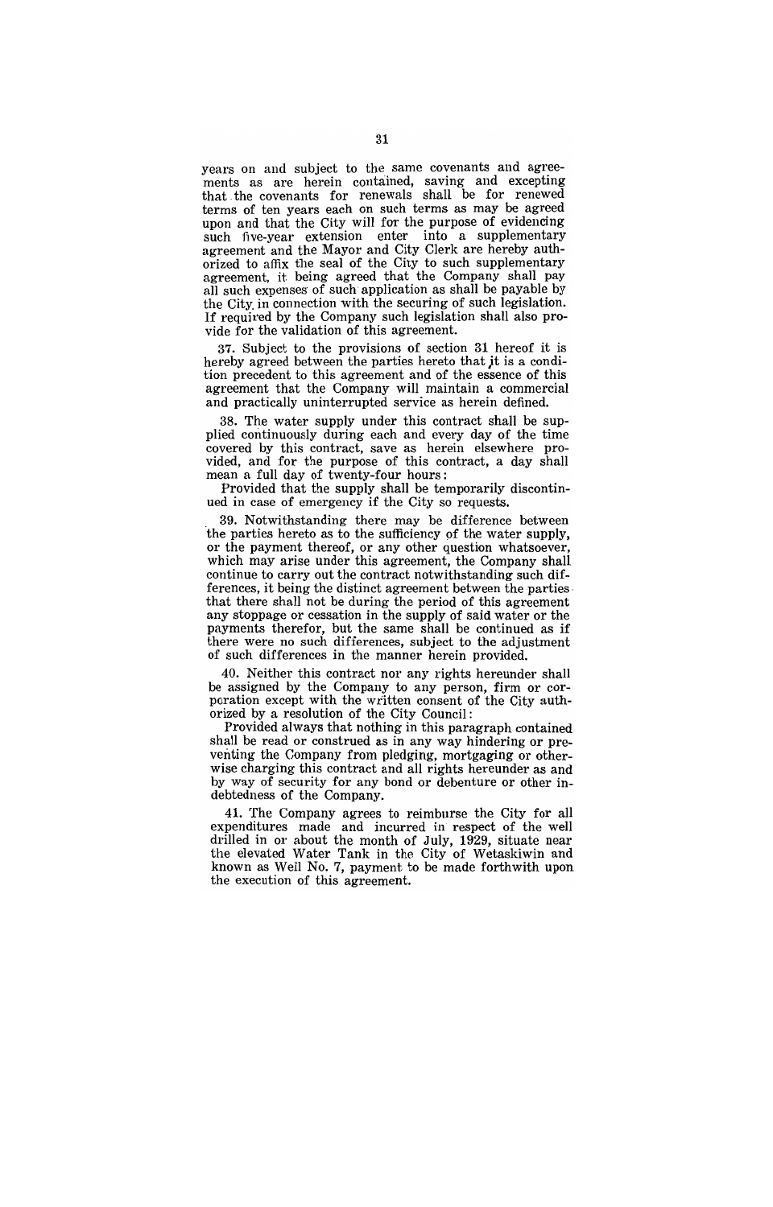years on and subject to the same covenants and agreements as are herein contained, saving and excepting that the covenants for renewals shall be for renewed terms of ten years each on such terms as may be agreed upon and that the City will for the purpose of evidencing such five-year extension enter into a supplementary agreement and the Mayor and City Clerk are hereby authorized to affix the seal of the City to such supplementary agreement, it being agreed that the Company shall pay all such expenses of such application as shall be payable by the City in connection with the securing of such legislation. If required by the Company such legislation shall also provide for the validation of this agreement.

37. Subject to the provisions of section 31 hereof it is hereby agreed between the parties hereto that it is a condition precedent to this agreement and of the essence of this agreement that the Company will maintain a commercial and practically uninterrupted service as herein defined.

38. The water supply under this contract shall be supplied continuously during each and every day of the time covered by this contract, save as herein elsewhere provided, and for the purpose of this contract, a day shall mean a full day of twenty-four hours:

Provided that the supply shall be temporarily discontinued in case of emergency if the City so requests.

39. Notwithstanding there may be difference between the parties hereto as to the sufficiency of the water supply, or the payment thereof, or any other question whatsoever, which may arise under this agreement, the Company shall continue to carry out the contract notwithstanding such differences, it being the distinct agreement between the parties that there shall not be during the period of this agreement any stoppage or cessation in the supply of said water or the payments therefor, but the same shall be continued as if there were no such differences, subject to the adjustment of such differences in the manner herein provided.

40. Neither this contract nor any rights hereunder shall be assigned by the Company to any person, firm or corporation except with the written consent of the City authorized by a resolution of the City Council:

Provided always that nothing in this paragraph contained shall be read or construed as in any way hindering or preventing the Company from pledging, mortgaging or otherwise charging this contract and all rights hereunder as and by way of security for any bond or debenture or other indebtedness of the Company.

41. The Company agrees to reimburse the City for all expenditures made and incurred in respect of the well drilled in or about the month of July, 1929, situate near the elevated Water Tank in the City of Wetaskiwin and known as Well No. 7, payment to be made forthwith upon the execution of this agreement.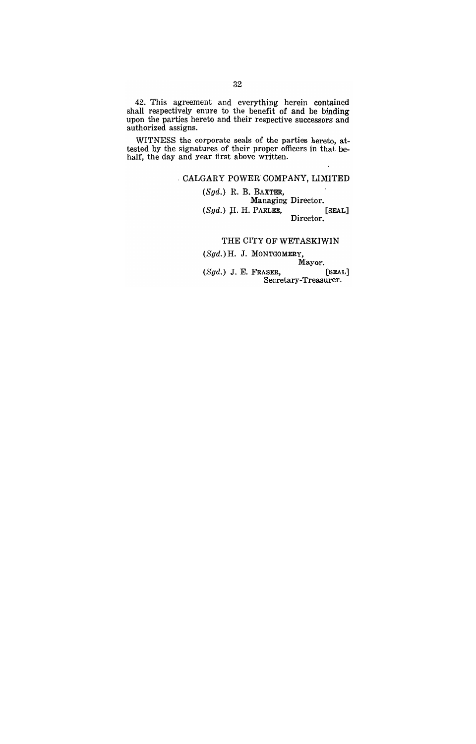42. This agreement and everything herein contained shall respectively enure to the benefit of and be binding upon the parties hereto and their respective successors and authorized assigns.

WITNESS the corporate seals of the parties hereto, attested by the signatures of their proper officers in that behalf, the day and year first above written.

CALGARY POWER COMPANY, LIMITED

(*Sgd.*) R. B. BAXTER,
Managing Director.

(*Sgd.*) H. H. PARLEE, [SEAL]
Director.

THE CITY OF WETASKIWIN

(*Sgd.*) H. J. MONTGOMERY,
Mayor.

(*Sgd.*) J. E. FRASER, [SEAL]
Secretary-Treasurer.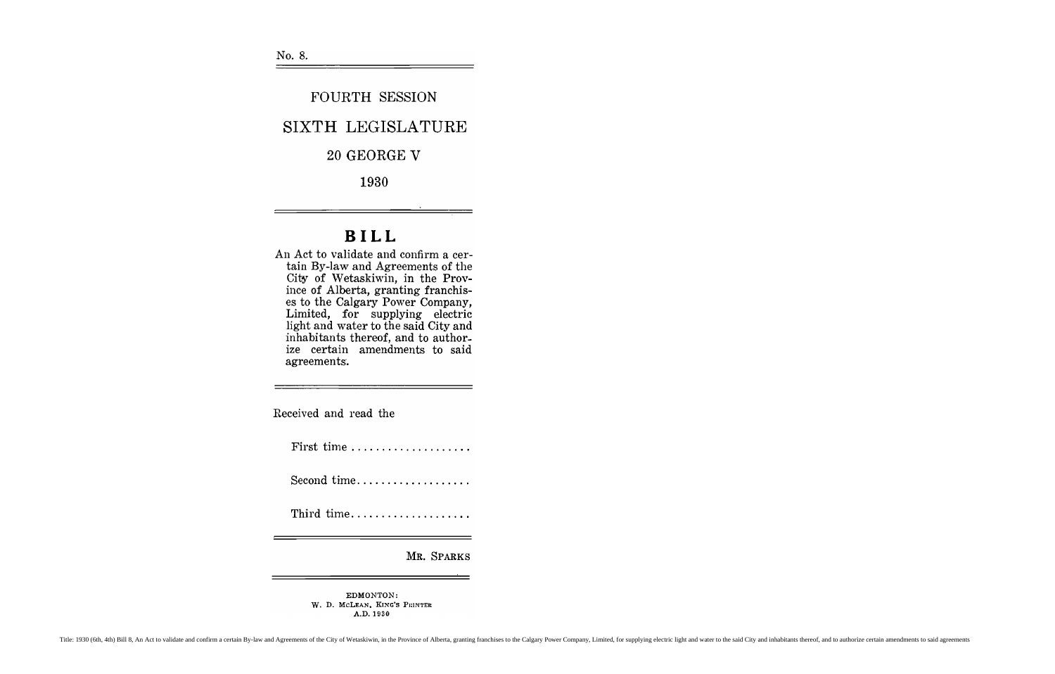No. 8.

FOURTH SESSION

SIXTH LEGISLATURE

20 GEORGE V

1930

# BILL

An Act to validate and confirm a certain By-law and Agreements of the City of Wetaskiwin, in the Province of Alberta, granting franchises to the Calgary Power Company, Limited, for supplying electric light and water to the said City and inhabitants thereof, and to authorize certain amendments to said agreements.

Received and read the

First time ....................

Second time..................

Third time....................

MR. SPARKS

EDMONTON:
W. D. McLEAN, KING'S PRINTER
A.D. 1930

Title: 1930 (6th, 4th) Bill 8, An Act to validate and confirm a certain By-law and Agreements of the City of Wetaskiwin, in the Province of Alberta, granting franchises to the Calgary Power Company, Limited, for supplying electric light and water to the said City and inhabitants thereof, and to authorize certain amendments to said agreements